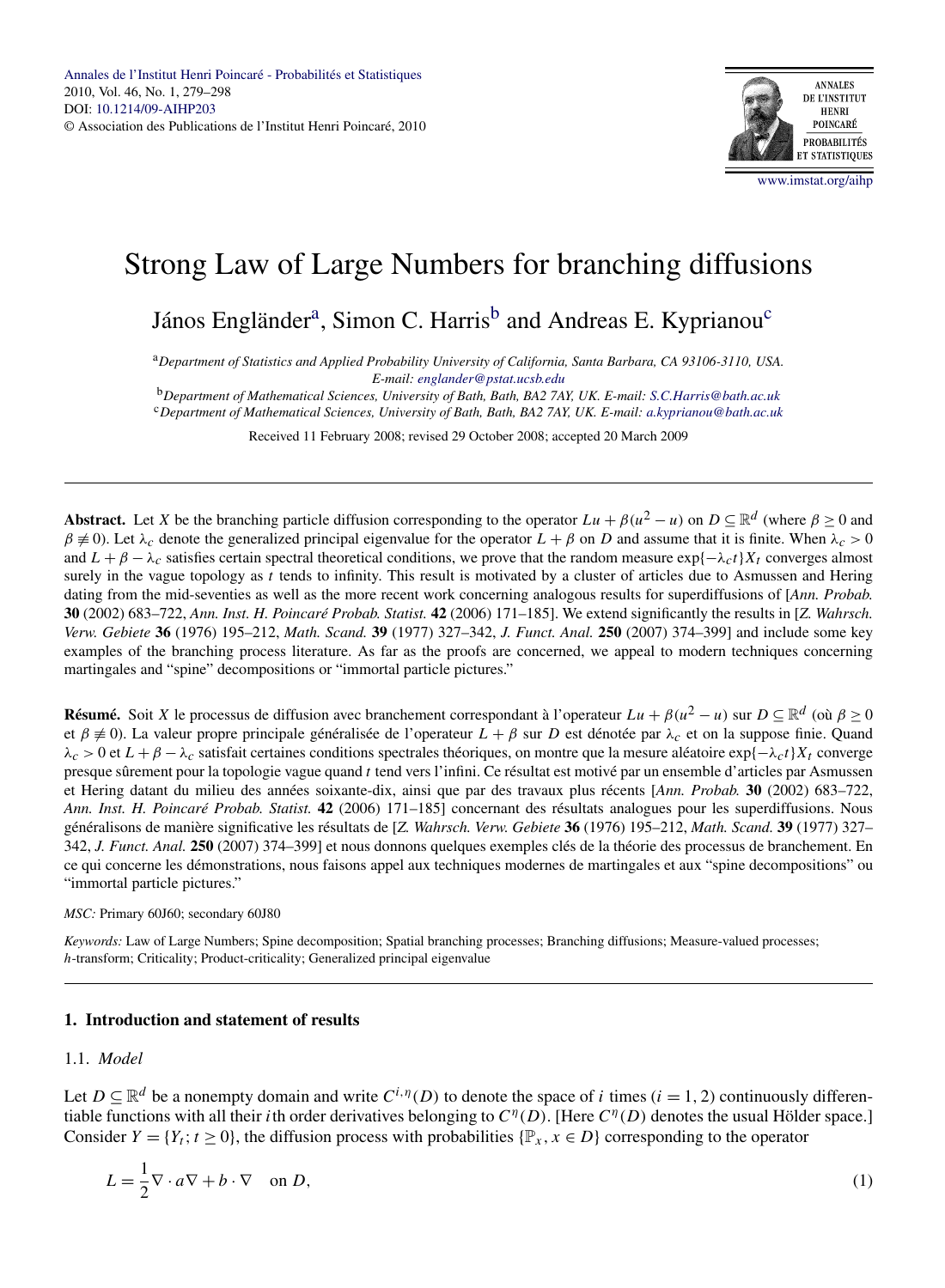# Strong Law of Large Numbers for branching diffusions

János Engländer[a], Simon C. Harris[b] and Andreas E. Kyprianou[c]

[a]*Department of Statistics and Applied Probability University of California, Santa Barbara, CA 93106-3110, USA. E-mail: englander@pstat.ucsb.edu*

[b]*Department of Mathematical Sciences, University of Bath, Bath, BA2 7AY, UK. E-mail: S.C.Harris@bath.ac.uk*

[c]*Department of Mathematical Sciences, University of Bath, Bath, BA2 7AY, UK. E-mail: a.kyprianou@bath.ac.uk*

Received 11 February 2008; revised 29 October 2008; accepted 20 March 2009

---

**Abstract.** Let $X$ be the branching particle diffusion corresponding to the operator $Lu + \beta(u^2 - u)$ on $D \subseteq \mathbb{R}^d$ (where $\beta \geq 0$ and $\beta \not\equiv 0$). Let $\lambda_c$ denote the generalized principal eigenvalue for the operator $L + \beta$ on $D$ and assume that it is finite. When $\lambda_c > 0$ and $L + \beta - \lambda_c$ satisfies certain spectral theoretical conditions, we prove that the random measure $\exp\{-\lambda_c t\}X_t$ converges almost surely in the vague topology as $t$ tends to infinity. This result is motivated by a cluster of articles due to Asmussen and Hering dating from the mid-seventies as well as the more recent work concerning analogous results for superdiffusions of [*Ann. Probab.* **30** (2002) 683–722, *Ann. Inst. H. Poincaré Probab. Statist.* **42** (2006) 171–185]. We extend significantly the results in [*Z. Wahrsch. Verw. Gebiete* **36** (1976) 195–212, *Math. Scand.* **39** (1977) 327–342, *J. Funct. Anal.* **250** (2007) 374–399] and include some key examples of the branching process literature. As far as the proofs are concerned, we appeal to modern techniques concerning martingales and "spine" decompositions or "immortal particle pictures."

**Résumé.** Soit $X$ le processus de diffusion avec branchement correspondant à l'operateur $Lu + \beta(u^2 - u)$ sur $D \subseteq \mathbb{R}^d$ (où $\beta \geq 0$ et $\beta \not\equiv 0$). La valeur propre principale généralisée de l'operateur $L + \beta$ sur $D$ est dénotée par $\lambda_c$ et on la suppose finie. Quand $\lambda_c > 0$ et $L + \beta - \lambda_c$ satisfait certaines conditions spectrales théoriques, on montre que la mesure aléatoire $\exp\{-\lambda_c t\}X_t$ converge presque sûrement pour la topologie vague quand $t$ tend vers l'infini. Ce résultat est motivé par un ensemble d'articles par Asmussen et Hering datant du milieu des années soixante-dix, ainsi que par des travaux plus récents [*Ann. Probab.* **30** (2002) 683–722, *Ann. Inst. H. Poincaré Probab. Statist.* **42** (2006) 171–185] concernant des résultats analogues pour les superdiffusions. Nous généralisons de manière significative les résultats de [*Z. Wahrsch. Verw. Gebiete* **36** (1976) 195–212, *Math. Scand.* **39** (1977) 327–342, *J. Funct. Anal.* **250** (2007) 374–399] et nous donnons quelques exemples clés de la théorie des processus de branchement. En ce qui concerne les démonstrations, nous faisons appel aux techniques modernes de martingales et aux "spine decompositions" ou "immortal particle pictures."

*MSC:* Primary 60J60; secondary 60J80

*Keywords:* Law of Large Numbers; Spine decomposition; Spatial branching processes; Branching diffusions; Measure-valued processes; $h$-transform; Criticality; Product-criticality; Generalized principal eigenvalue

---

## 1. Introduction and statement of results

### 1.1. *Model*

Let $D \subseteq \mathbb{R}^d$ be a nonempty domain and write $C^{i,\eta}(D)$ to denote the space of $i$ times ($i = 1, 2$) continuously differentiable functions with all their $i$th order derivatives belonging to $C^\eta(D)$. [Here $C^\eta(D)$ denotes the usual Hölder space.] Consider $Y = \{Y_t; t \geq 0\}$, the diffusion process with probabilities $\{\mathbb{P}_x, x \in D\}$ corresponding to the operator

$$L = \frac{1}{2}\nabla \cdot a\nabla + b \cdot \nabla \quad \text{on } D, \tag{1}$$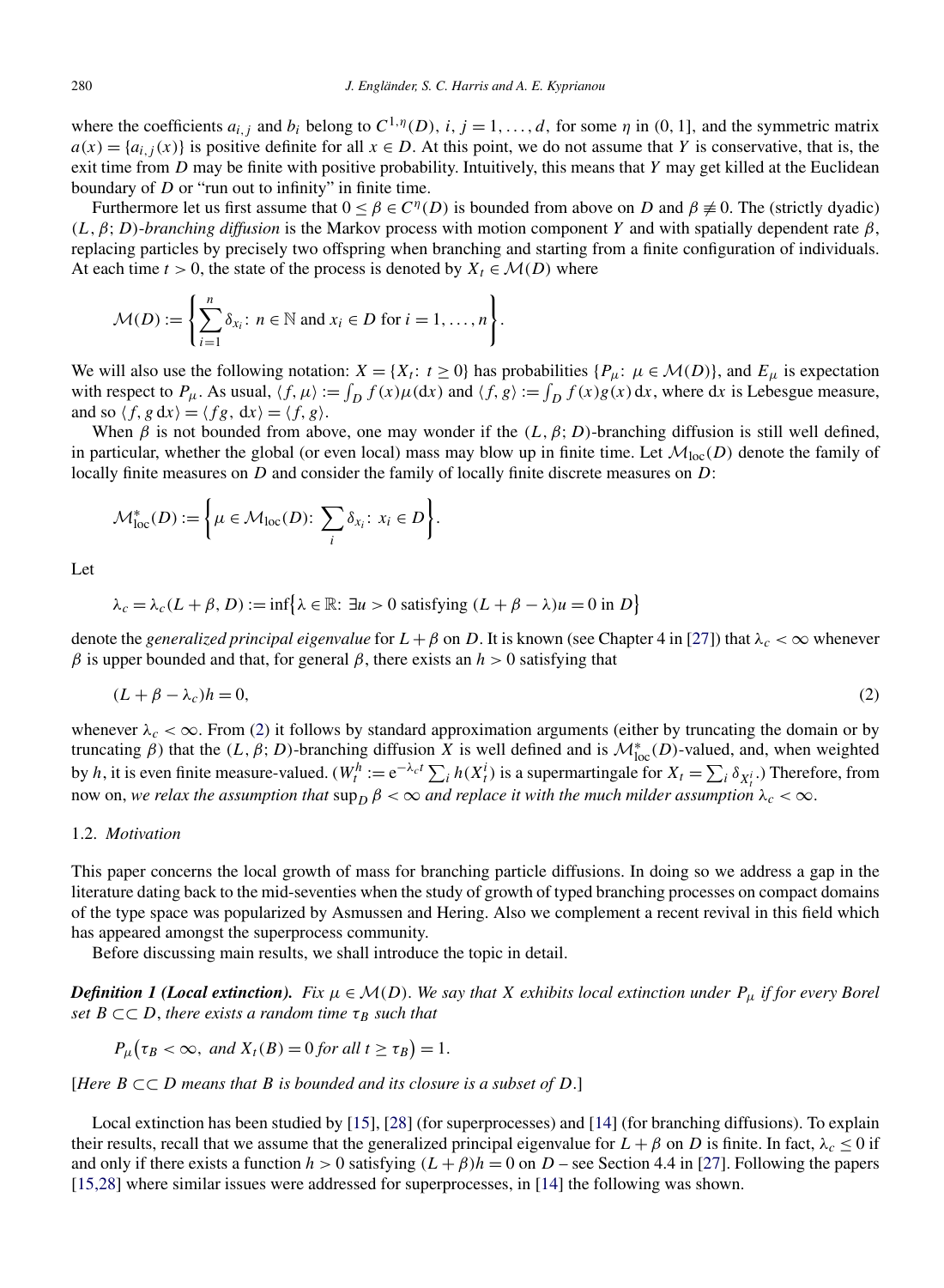where the coefficients $a_{i,j}$ and $b_i$ belong to $C^{1,\eta}(D)$, $i, j = 1, \dots, d$, for some $\eta$ in $(0, 1]$, and the symmetric matrix $a(x) = \{a_{i,j}(x)\}$ is positive definite for all $x \in D$. At this point, we do not assume that $Y$ is conservative, that is, the exit time from $D$ may be finite with positive probability. Intuitively, this means that $Y$ may get killed at the Euclidean boundary of $D$ or "run out to infinity" in finite time.

Furthermore let us first assume that $0 \le \beta \in C^{\eta}(D)$ is bounded from above on $D$ and $\beta \not\equiv 0$. The (strictly dyadic) $(L, \beta; D)$*-branching diffusion* is the Markov process with motion component $Y$ and with spatially dependent rate $\beta$, replacing particles by precisely two offspring when branching and starting from a finite configuration of individuals. At each time $t > 0$, the state of the process is denoted by $X_t \in \mathcal{M}(D)$ where

$$\mathcal{M}(D) := \left\{ \sum_{i=1}^{n} \delta_{x_i} \colon n \in \mathbb{N} \text{ and } x_i \in D \text{ for } i = 1, \dots, n \right\}.$$

We will also use the following notation: $X = \{X_t \colon t \ge 0\}$ has probabilities $\{P_\mu \colon \mu \in \mathcal{M}(D)\}$, and $E_\mu$ is expectation with respect to $P_\mu$. As usual, $\langle f, \mu \rangle := \int_D f(x)\mu(\mathrm{d}x)$ and $\langle f, g \rangle := \int_D f(x)g(x)\,\mathrm{d}x$, where $\mathrm{d}x$ is Lebesgue measure, and so $\langle f, g\,\mathrm{d}x \rangle = \langle fg, \mathrm{d}x \rangle = \langle f, g \rangle$.

When $\beta$ is not bounded from above, one may wonder if the $(L, \beta; D)$-branching diffusion is still well defined, in particular, whether the global (or even local) mass may blow up in finite time. Let $\mathcal{M}_{\text{loc}}(D)$ denote the family of locally finite measures on $D$ and consider the family of locally finite discrete measures on $D$:

$$\mathcal{M}^*_{\text{loc}}(D) := \left\{ \mu \in \mathcal{M}_{\text{loc}}(D) \colon \sum_i \delta_{x_i} \colon x_i \in D \right\}.$$

Let

$$\lambda_c = \lambda_c(L + \beta, D) := \inf\bigl\{ \lambda \in \mathbb{R} \colon \exists u > 0 \text{ satisfying } (L + \beta - \lambda)u = 0 \text{ in } D \bigr\}$$

denote the *generalized principal eigenvalue* for $L + \beta$ on $D$. It is known (see Chapter 4 in [27]) that $\lambda_c < \infty$ whenever $\beta$ is upper bounded and that, for general $\beta$, there exists an $h > 0$ satisfying that

$$(L + \beta - \lambda_c)h = 0, \tag{2}$$

whenever $\lambda_c < \infty$. From (2) it follows by standard approximation arguments (either by truncating the domain or by truncating $\beta$) that the $(L, \beta; D)$-branching diffusion $X$ is well defined and is $\mathcal{M}^*_{\text{loc}}(D)$-valued, and, when weighted by $h$, it is even finite measure-valued. ($W^h_t := \mathrm{e}^{-\lambda_c t} \sum_i h(X^i_t)$ is a supermartingale for $X_t = \sum_i \delta_{X^i_t}$.) Therefore, from now on, *we relax the assumption that* $\sup_D \beta < \infty$ *and replace it with the much milder assumption* $\lambda_c < \infty$.

### 1.2. *Motivation*

This paper concerns the local growth of mass for branching particle diffusions. In doing so we address a gap in the literature dating back to the mid-seventies when the study of growth of typed branching processes on compact domains of the type space was popularized by Asmussen and Hering. Also we complement a recent revival in this field which has appeared amongst the superprocess community.

Before discussing main results, we shall introduce the topic in detail.

***Definition 1 (Local extinction).*** *Fix* $\mu \in \mathcal{M}(D)$. *We say that* $X$ *exhibits local extinction under* $P_\mu$ *if for every Borel set* $B \subset\subset D$, *there exists a random time* $\tau_B$ *such that*

$$P_\mu\bigl(\tau_B < \infty, \text{ and } X_t(B) = 0 \text{ for all } t \ge \tau_B\bigr) = 1.$$

[*Here* $B \subset\subset D$ *means that* $B$ *is bounded and its closure is a subset of* $D$.]

Local extinction has been studied by [15], [28] (for superprocesses) and [14] (for branching diffusions). To explain their results, recall that we assume that the generalized principal eigenvalue for $L + \beta$ on $D$ is finite. In fact, $\lambda_c \le 0$ if and only if there exists a function $h > 0$ satisfying $(L + \beta)h = 0$ on $D$ – see Section 4.4 in [27]. Following the papers [15,28] where similar issues were addressed for superprocesses, in [14] the following was shown.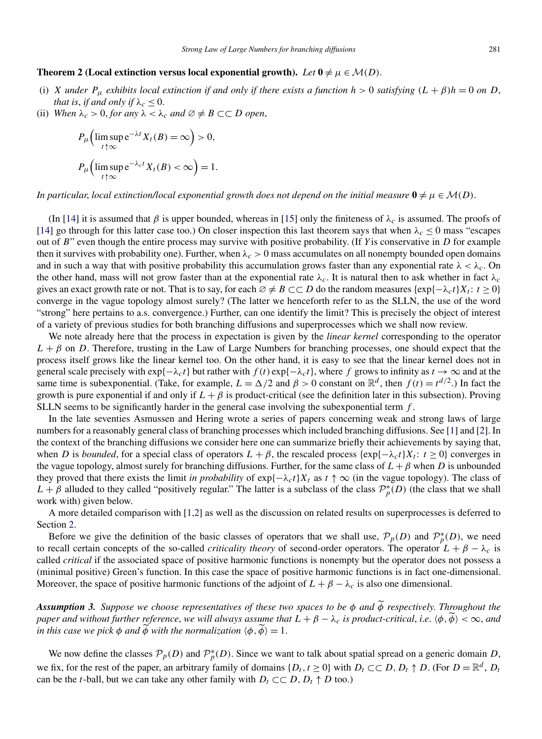**Theorem 2 (Local extinction versus local exponential growth).** *Let $\mathbf{0} \neq \mu \in \mathcal{M}(D)$.*

(i) *$X$ under $P_\mu$ exhibits local extinction if and only if there exists a function $h > 0$ satisfying $(L + \beta)h = 0$ on $D$, that is, if and only if $\lambda_c \leq 0$.*

(ii) *When $\lambda_c > 0$, for any $\lambda < \lambda_c$ and $\varnothing \neq B \subset\subset D$ open,*

$$P_\mu\Big(\limsup_{t\uparrow\infty} \mathrm{e}^{-\lambda t} X_t(B) = \infty\Big) > 0,$$

$$P_\mu\Big(\limsup_{t\uparrow\infty} \mathrm{e}^{-\lambda_c t} X_t(B) < \infty\Big) = 1.$$

*In particular, local extinction/local exponential growth does not depend on the initial measure $\mathbf{0} \neq \mu \in \mathcal{M}(D)$.*

(In [14] it is assumed that $\beta$ is upper bounded, whereas in [15] only the finiteness of $\lambda_c$ is assumed. The proofs of [14] go through for this latter case too.) On closer inspection this last theorem says that when $\lambda_c \leq 0$ mass "escapes out of $B$" even though the entire process may survive with positive probability. (If $Y$ is conservative in $D$ for example then it survives with probability one). Further, when $\lambda_c > 0$ mass accumulates on all nonempty bounded open domains and in such a way that with positive probability this accumulation grows faster than any exponential rate $\lambda < \lambda_c$. On the other hand, mass will not grow faster than at the exponential rate $\lambda_c$. It is natural then to ask whether in fact $\lambda_c$ gives an exact growth rate or not. That is to say, for each $\varnothing \neq B \subset\subset D$ do the random measures $\{\exp\{-\lambda_c t\}X_t \colon t \geq 0\}$ converge in the vague topology almost surely? (The latter we henceforth refer to as the SLLN, the use of the word "strong" here pertains to a.s. convergence.) Further, can one identify the limit? This is precisely the object of interest of a variety of previous studies for both branching diffusions and superprocesses which we shall now review.

We note already here that the process in expectation is given by the *linear kernel* corresponding to the operator $L + \beta$ on $D$. Therefore, trusting in the Law of Large Numbers for branching processes, one should expect that the process itself grows like the linear kernel too. On the other hand, it is easy to see that the linear kernel does not in general scale precisely with $\exp\{-\lambda_c t\}$ but rather with $f(t)\exp\{-\lambda_c t\}$, where $f$ grows to infinity as $t \to \infty$ and at the same time is subexponential. (Take, for example, $L = \Delta/2$ and $\beta > 0$ constant on $\mathbb{R}^d$, then $f(t) = t^{d/2}$.) In fact the growth is pure exponential if and only if $L + \beta$ is product-critical (see the definition later in this subsection). Proving SLLN seems to be significantly harder in the general case involving the subexponential term $f$.

In the late seventies Asmussen and Hering wrote a series of papers concerning weak and strong laws of large numbers for a reasonably general class of branching processes which included branching diffusions. See [1] and [2]. In the context of the branching diffusions we consider here one can summarize briefly their achievements by saying that, when $D$ is *bounded*, for a special class of operators $L + \beta$, the rescaled process $\{\exp\{-\lambda_c t\}X_t \colon t \geq 0\}$ converges in the vague topology, almost surely for branching diffusions. Further, for the same class of $L + \beta$ when $D$ is unbounded they proved that there exists the limit *in probability* of $\exp\{-\lambda_c t\}X_t$ as $t \uparrow \infty$ (in the vague topology). The class of $L + \beta$ alluded to they called "positively regular." The latter is a subclass of the class $\mathcal{P}_p^*(D)$ (the class that we shall work with) given below.

A more detailed comparison with [1,2] as well as the discussion on related results on superprocesses is deferred to Section 2.

Before we give the definition of the basic classes of operators that we shall use, $\mathcal{P}_p(D)$ and $\mathcal{P}_p^*(D)$, we need to recall certain concepts of the so-called *criticality theory* of second-order operators. The operator $L + \beta - \lambda_c$ is called *critical* if the associated space of positive harmonic functions is nonempty but the operator does not possess a (minimal positive) Green's function. In this case the space of positive harmonic functions is in fact one-dimensional. Moreover, the space of positive harmonic functions of the adjoint of $L + \beta - \lambda_c$ is also one dimensional.

***Assumption 3.*** *Suppose we choose representatives of these two spaces to be $\phi$ and $\widetilde{\phi}$ respectively. Throughout the paper and without further reference, we will always assume that $L + \beta - \lambda_c$ is product-critical, i.e. $\langle \phi, \widetilde{\phi} \rangle < \infty$, and in this case we pick $\phi$ and $\widetilde{\phi}$ with the normalization $\langle \phi, \widetilde{\phi} \rangle = 1$.*

We now define the classes $\mathcal{P}_p(D)$ and $\mathcal{P}_p^*(D)$. Since we want to talk about spatial spread on a generic domain $D$, we fix, for the rest of the paper, an arbitrary family of domains $\{D_t, t \geq 0\}$ with $D_t \subset\subset D$, $D_t \uparrow D$. (For $D = \mathbb{R}^d$, $D_t$ can be the $t$-ball, but we can take any other family with $D_t \subset\subset D$, $D_t \uparrow D$ too.)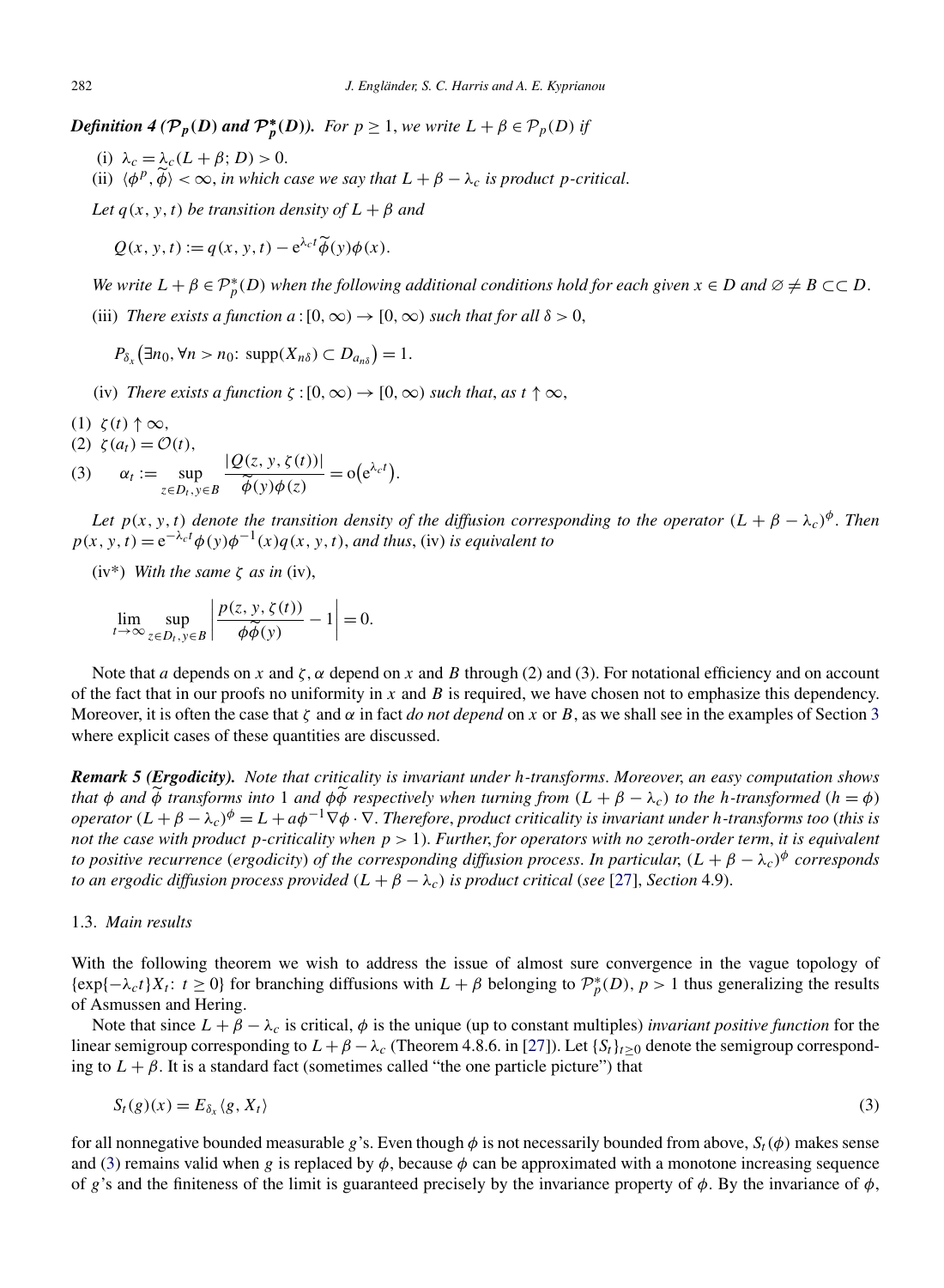***Definition 4*** **($\mathcal{P}_p(D)$ and $\mathcal{P}_p^*(D)$).** *For $p \geq 1$, we write $L + \beta \in \mathcal{P}_p(D)$ if*

(i) $\lambda_c = \lambda_c(L + \beta; D) > 0$.

(ii) $\langle \phi^p, \widetilde{\phi} \rangle < \infty$, *in which case we say that $L + \beta - \lambda_c$ is product $p$-critical.*

*Let $q(x, y, t)$ be transition density of $L + \beta$ and*

$$Q(x, y, t) := q(x, y, t) - \mathrm{e}^{\lambda_c t} \widetilde{\phi}(y)\phi(x).$$

*We write $L + \beta \in \mathcal{P}_p^*(D)$ when the following additional conditions hold for each given $x \in D$ and $\varnothing \neq B \subset\subset D$.*

(iii) *There exists a function $a : [0, \infty) \to [0, \infty)$ such that for all $\delta > 0$,*

$$P_{\delta_x}\big(\exists n_0, \forall n > n_0\colon \operatorname{supp}(X_{n\delta}) \subset D_{a_{n\delta}}\big) = 1.$$

(iv) *There exists a function $\zeta : [0, \infty) \to [0, \infty)$ such that, as $t \uparrow \infty$,*

(1) $\zeta(t) \uparrow \infty$,

(2) $\zeta(a_t) = \mathcal{O}(t)$,

(3) $$\alpha_t := \sup_{z \in D_t, y \in B} \frac{|Q(z, y, \zeta(t))|}{\widetilde{\phi}(y)\phi(z)} = \mathrm{o}\big(\mathrm{e}^{\lambda_c t}\big).$$

*Let $p(x, y, t)$ denote the transition density of the diffusion corresponding to the operator $(L + \beta - \lambda_c)^\phi$. Then $p(x, y, t) = \mathrm{e}^{-\lambda_c t}\phi(y)\phi^{-1}(x)q(x, y, t)$, and thus,* (iv) *is equivalent to*

(iv\*) *With the same $\zeta$ as in* (iv),

$$\lim_{t \to \infty} \sup_{z \in D_t, y \in B} \left| \frac{p(z, y, \zeta(t))}{\phi\widetilde{\phi}(y)} - 1 \right| = 0.$$

Note that $a$ depends on $x$ and $\zeta, \alpha$ depend on $x$ and $B$ through (2) and (3). For notational efficiency and on account of the fact that in our proofs no uniformity in $x$ and $B$ is required, we have chosen not to emphasize this dependency. Moreover, it is often the case that $\zeta$ and $\alpha$ in fact *do not depend* on $x$ or $B$, as we shall see in the examples of Section 3 where explicit cases of these quantities are discussed.

***Remark 5 (Ergodicity).*** *Note that criticality is invariant under $h$-transforms. Moreover, an easy computation shows that $\phi$ and $\widetilde{\phi}$ transforms into 1 and $\phi\widetilde{\phi}$ respectively when turning from $(L + \beta - \lambda_c)$ to the $h$-transformed ($h = \phi$) operator $(L + \beta - \lambda_c)^\phi = L + a\phi^{-1}\nabla\phi \cdot \nabla$. Therefore, product criticality is invariant under $h$-transforms too (this is not the case with product $p$-criticality when $p > 1$). Further, for operators with no zeroth-order term, it is equivalent to positive recurrence (ergodicity) of the corresponding diffusion process. In particular, $(L + \beta - \lambda_c)^\phi$ corresponds to an ergodic diffusion process provided $(L + \beta - \lambda_c)$ is product critical (see* [27], *Section* 4.9).

### 1.3. *Main results*

With the following theorem we wish to address the issue of almost sure convergence in the vague topology of $\{\exp\{-\lambda_c t\}X_t \colon t \geq 0\}$ for branching diffusions with $L + \beta$ belonging to $\mathcal{P}_p^*(D)$, $p > 1$ thus generalizing the results of Asmussen and Hering.

Note that since $L + \beta - \lambda_c$ is critical, $\phi$ is the unique (up to constant multiples) *invariant positive function* for the linear semigroup corresponding to $L + \beta - \lambda_c$ (Theorem 4.8.6. in [27]). Let $\{S_t\}_{t \geq 0}$ denote the semigroup corresponding to $L + \beta$. It is a standard fact (sometimes called "the one particle picture") that

$$S_t(g)(x) = E_{\delta_x}\langle g, X_t \rangle \tag{3}$$

for all nonnegative bounded measurable $g$'s. Even though $\phi$ is not necessarily bounded from above, $S_t(\phi)$ makes sense and (3) remains valid when $g$ is replaced by $\phi$, because $\phi$ can be approximated with a monotone increasing sequence of $g$'s and the finiteness of the limit is guaranteed precisely by the invariance property of $\phi$. By the invariance of $\phi$,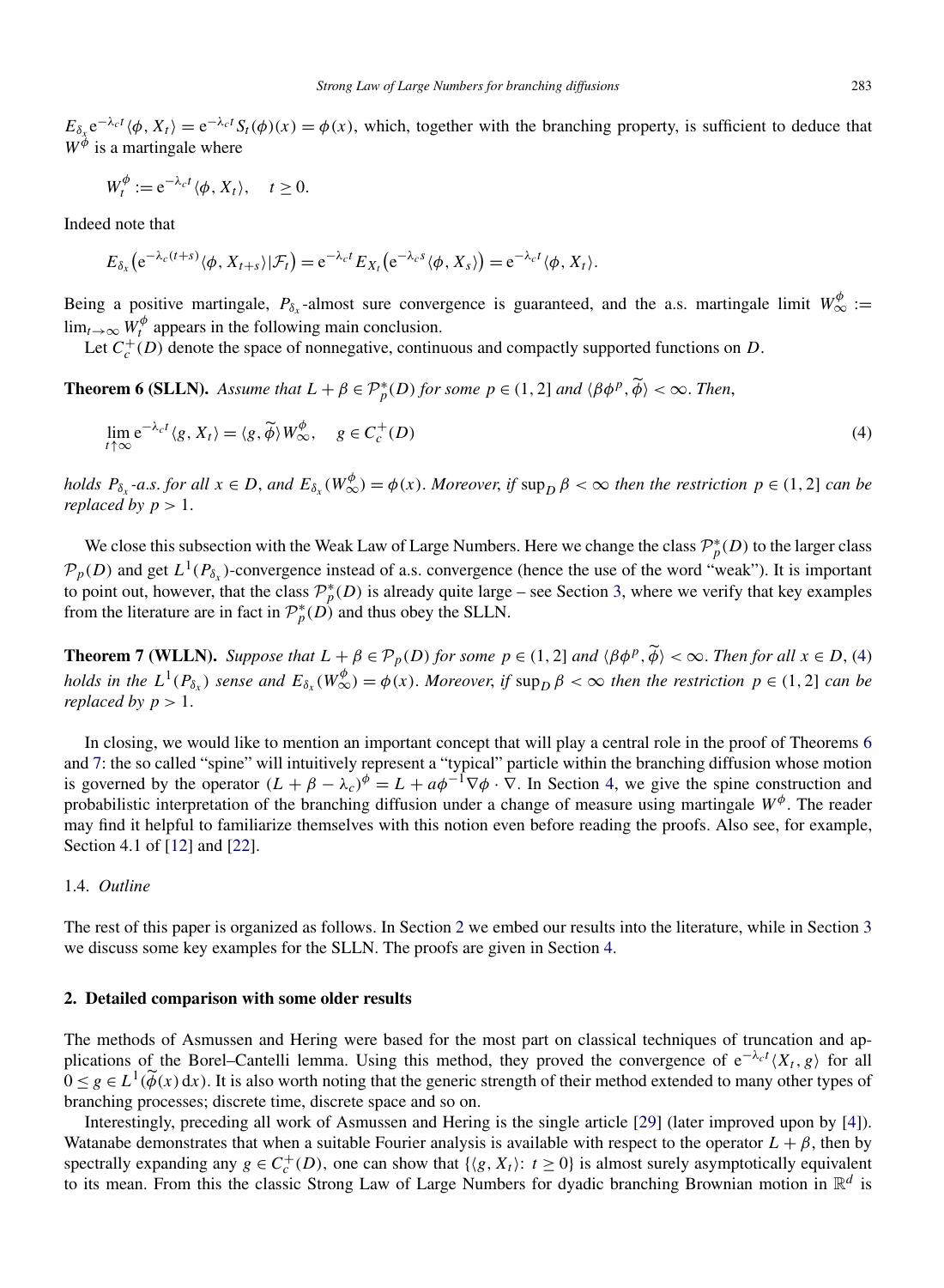$E_{\delta_x} \mathrm{e}^{-\lambda_c t}\langle \phi, X_t\rangle = \mathrm{e}^{-\lambda_c t} S_t(\phi)(x) = \phi(x)$, which, together with the branching property, is sufficient to deduce that $W^{\phi}$ is a martingale where

$$W_t^{\phi} := \mathrm{e}^{-\lambda_c t}\langle \phi, X_t\rangle, \quad t \geq 0.$$

Indeed note that

$$E_{\delta_x}\big(\mathrm{e}^{-\lambda_c (t+s)}\langle \phi, X_{t+s}\rangle | \mathcal{F}_t\big) = \mathrm{e}^{-\lambda_c t} E_{X_t}\big(\mathrm{e}^{-\lambda_c s}\langle \phi, X_s\rangle\big) = \mathrm{e}^{-\lambda_c t}\langle \phi, X_t\rangle.$$

Being a positive martingale, $P_{\delta_x}$-almost sure convergence is guaranteed, and the a.s. martingale limit $W_\infty^{\phi} := \lim_{t\to\infty} W_t^{\phi}$ appears in the following main conclusion.

Let $C_c^+(D)$ denote the space of nonnegative, continuous and compactly supported functions on $D$.

**Theorem 6 (SLLN).** *Assume that $L + \beta \in \mathcal{P}_p^*(D)$ for some $p \in (1, 2]$ and $\langle \beta\phi^p, \widetilde{\phi}\rangle < \infty$. Then,*

$$\lim_{t\uparrow\infty} \mathrm{e}^{-\lambda_c t}\langle g, X_t\rangle = \langle g, \widetilde{\phi}\rangle W_\infty^{\phi}, \quad g \in C_c^+(D) \tag{4}$$

*holds $P_{\delta_x}$-a.s. for all $x \in D$, and $E_{\delta_x}(W_\infty^{\phi}) = \phi(x)$. Moreover, if $\sup_D \beta < \infty$ then the restriction $p \in (1, 2]$ can be replaced by $p > 1$.*

We close this subsection with the Weak Law of Large Numbers. Here we change the class $\mathcal{P}_p^*(D)$ to the larger class $\mathcal{P}_p(D)$ and get $L^1(P_{\delta_x})$-convergence instead of a.s. convergence (hence the use of the word "weak"). It is important to point out, however, that the class $\mathcal{P}_p^*(D)$ is already quite large – see Section 3, where we verify that key examples from the literature are in fact in $\mathcal{P}_p^*(D)$ and thus obey the SLLN.

**Theorem 7 (WLLN).** *Suppose that $L + \beta \in \mathcal{P}_p(D)$ for some $p \in (1, 2]$ and $\langle \beta\phi^p, \widetilde{\phi}\rangle < \infty$. Then for all $x \in D$, (4) holds in the $L^1(P_{\delta_x})$ sense and $E_{\delta_x}(W_\infty^{\phi}) = \phi(x)$. Moreover, if $\sup_D \beta < \infty$ then the restriction $p \in (1, 2]$ can be replaced by $p > 1$.*

In closing, we would like to mention an important concept that will play a central role in the proof of Theorems 6 and 7: the so called "spine" will intuitively represent a "typical" particle within the branching diffusion whose motion is governed by the operator $(L + \beta - \lambda_c)^{\phi} = L + a\phi^{-1}\nabla\phi \cdot \nabla$. In Section 4, we give the spine construction and probabilistic interpretation of the branching diffusion under a change of measure using martingale $W^{\phi}$. The reader may find it helpful to familiarize themselves with this notion even before reading the proofs. Also see, for example, Section 4.1 of [12] and [22].

### 1.4. *Outline*

The rest of this paper is organized as follows. In Section 2 we embed our results into the literature, while in Section 3 we discuss some key examples for the SLLN. The proofs are given in Section 4.

## 2. Detailed comparison with some older results

The methods of Asmussen and Hering were based for the most part on classical techniques of truncation and applications of the Borel–Cantelli lemma. Using this method, they proved the convergence of $\mathrm{e}^{-\lambda_c t}\langle X_t, g\rangle$ for all $0 \leq g \in L^1(\widetilde{\phi}(x)\,\mathrm{d}x)$. It is also worth noting that the generic strength of their method extended to many other types of branching processes; discrete time, discrete space and so on.

Interestingly, preceding all work of Asmussen and Hering is the single article [29] (later improved upon by [4]). Watanabe demonstrates that when a suitable Fourier analysis is available with respect to the operator $L + \beta$, then by spectrally expanding any $g \in C_c^+(D)$, one can show that $\{\langle g, X_t\rangle : t \geq 0\}$ is almost surely asymptotically equivalent to its mean. From this the classic Strong Law of Large Numbers for dyadic branching Brownian motion in $\mathbb{R}^d$ is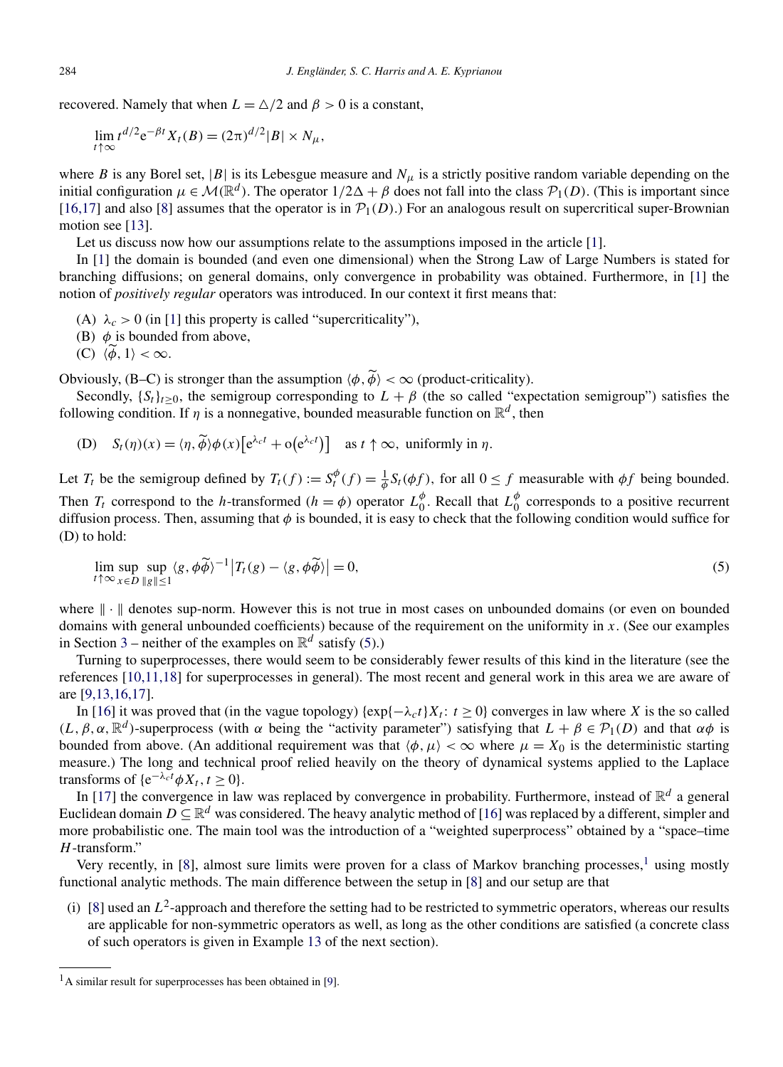recovered. Namely that when $L = \triangle/2$ and $\beta > 0$ is a constant,

$$\lim_{t\uparrow\infty} t^{d/2} \mathrm{e}^{-\beta t} X_t(B) = (2\pi)^{d/2}|B| \times N_\mu,$$

where $B$ is any Borel set, $|B|$ is its Lebesgue measure and $N_\mu$ is a strictly positive random variable depending on the initial configuration $\mu \in \mathcal{M}(\mathbb{R}^d)$. The operator $1/2\Delta + \beta$ does not fall into the class $\mathcal{P}_1(D)$. (This is important since [16,17] and also [8] assumes that the operator is in $\mathcal{P}_1(D)$.) For an analogous result on supercritical super-Brownian motion see [13].

Let us discuss now how our assumptions relate to the assumptions imposed in the article [1].

In [1] the domain is bounded (and even one dimensional) when the Strong Law of Large Numbers is stated for branching diffusions; on general domains, only convergence in probability was obtained. Furthermore, in [1] the notion of *positively regular* operators was introduced. In our context it first means that:

(A) $\lambda_c > 0$ (in [1] this property is called "supercriticality"),
(B) $\phi$ is bounded from above,
(C) $\langle\widetilde{\phi}, 1\rangle < \infty$.

Obviously, (B–C) is stronger than the assumption $\langle\phi, \widetilde{\phi}\rangle < \infty$ (product-criticality).

Secondly, $\{S_t\}_{t\geq 0}$, the semigroup corresponding to $L + \beta$ (the so called "expectation semigroup") satisfies the following condition. If $\eta$ is a nonnegative, bounded measurable function on $\mathbb{R}^d$, then

(D) $\quad S_t(\eta)(x) = \langle\eta, \widetilde{\phi}\rangle\phi(x)\big[\mathrm{e}^{\lambda_c t} + \mathrm{o}\big(\mathrm{e}^{\lambda_c t}\big)\big] \quad$ as $t \uparrow \infty$, uniformly in $\eta$.

Let $T_t$ be the semigroup defined by $T_t(f) := S_t^\phi(f) = \frac{1}{\phi} S_t(\phi f)$, for all $0 \leq f$ measurable with $\phi f$ being bounded. Then $T_t$ correspond to the $h$-transformed ($h = \phi$) operator $L_0^\phi$. Recall that $L_0^\phi$ corresponds to a positive recurrent diffusion process. Then, assuming that $\phi$ is bounded, it is easy to check that the following condition would suffice for (D) to hold:

$$\lim_{t\uparrow\infty} \sup_{x\in D} \sup_{\|g\|\leq 1} \langle g, \phi\widetilde{\phi}\rangle^{-1}\big|T_t(g) - \langle g, \phi\widetilde{\phi}\rangle\big| = 0, \tag{5}$$

where $\|\cdot\|$ denotes sup-norm. However this is not true in most cases on unbounded domains (or even on bounded domains with general unbounded coefficients) because of the requirement on the uniformity in $x$. (See our examples in Section 3 – neither of the examples on $\mathbb{R}^d$ satisfy (5).)

Turning to superprocesses, there would seem to be considerably fewer results of this kind in the literature (see the references [10,11,18] for superprocesses in general). The most recent and general work in this area we are aware of are [9,13,16,17].

In [16] it was proved that (in the vague topology) $\{\exp\{-\lambda_c t\}X_t\colon t \geq 0\}$ converges in law where $X$ is the so called $(L, \beta, \alpha, \mathbb{R}^d)$-superprocess (with $\alpha$ being the "activity parameter") satisfying that $L + \beta \in \mathcal{P}_1(D)$ and that $\alpha\phi$ is bounded from above. (An additional requirement was that $\langle\phi, \mu\rangle < \infty$ where $\mu = X_0$ is the deterministic starting measure.) The long and technical proof relied heavily on the theory of dynamical systems applied to the Laplace transforms of $\{\mathrm{e}^{-\lambda_c t}\phi X_t, t \geq 0\}$.

In [17] the convergence in law was replaced by convergence in probability. Furthermore, instead of $\mathbb{R}^d$ a general Euclidean domain $D \subseteq \mathbb{R}^d$ was considered. The heavy analytic method of [16] was replaced by a different, simpler and more probabilistic one. The main tool was the introduction of a "weighted superprocess" obtained by a "space–time $H$-transform."

Very recently, in [8], almost sure limits were proven for a class of Markov branching processes,[1] using mostly functional analytic methods. The main difference between the setup in [8] and our setup are that

(i) [8] used an $L^2$-approach and therefore the setting had to be restricted to symmetric operators, whereas our results are applicable for non-symmetric operators as well, as long as the other conditions are satisfied (a concrete class of such operators is given in Example 13 of the next section).

[1] A similar result for superprocesses has been obtained in [9].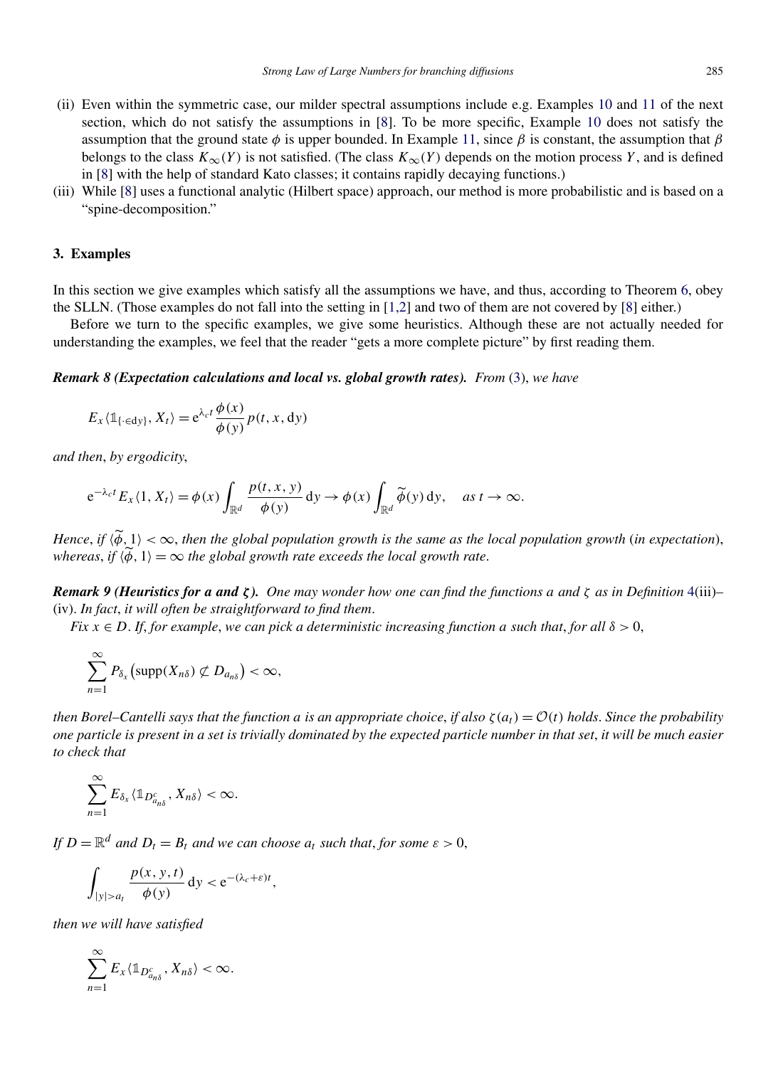(ii) Even within the symmetric case, our milder spectral assumptions include e.g. Examples 10 and 11 of the next section, which do not satisfy the assumptions in [8]. To be more specific, Example 10 does not satisfy the assumption that the ground state $\phi$ is upper bounded. In Example 11, since $\beta$ is constant, the assumption that $\beta$ belongs to the class $K_\infty(Y)$ is not satisfied. (The class $K_\infty(Y)$ depends on the motion process $Y$, and is defined in [8] with the help of standard Kato classes; it contains rapidly decaying functions.)

(iii) While [8] uses a functional analytic (Hilbert space) approach, our method is more probabilistic and is based on a "spine-decomposition."

### 3. Examples

In this section we give examples which satisfy all the assumptions we have, and thus, according to Theorem 6, obey the SLLN. (Those examples do not fall into the setting in [1,2] and two of them are not covered by [8] either.)

Before we turn to the specific examples, we give some heuristics. Although these are not actually needed for understanding the examples, we feel that the reader "gets a more complete picture" by first reading them.

***Remark 8 (Expectation calculations and local vs. global growth rates).*** *From* (3), *we have*

$$E_x\langle \mathbb{1}_{\{\cdot\in \mathrm{d}y\}}, X_t\rangle = \mathrm{e}^{\lambda_c t}\frac{\phi(x)}{\phi(y)}p(t,x,\mathrm{d}y)$$

*and then, by ergodicity,*

$$\mathrm{e}^{-\lambda_c t}E_x\langle 1, X_t\rangle = \phi(x)\int_{\mathbb{R}^d}\frac{p(t,x,y)}{\phi(y)}\,\mathrm{d}y \to \phi(x)\int_{\mathbb{R}^d}\widetilde{\phi}(y)\,\mathrm{d}y, \quad \text{as } t\to\infty.$$

*Hence, if $\langle\widetilde{\phi},1\rangle<\infty$, then the global population growth is the same as the local population growth (in expectation), whereas, if $\langle\widetilde{\phi},1\rangle=\infty$ the global growth rate exceeds the local growth rate.*

***Remark 9 (Heuristics for a and $\zeta$).*** *One may wonder how one can find the functions $a$ and $\zeta$ as in Definition* 4(iii)–(iv). *In fact, it will often be straightforward to find them.*

*Fix $x\in D$. If, for example, we can pick a deterministic increasing function $a$ such that, for all $\delta>0$,*

$$\sum_{n=1}^{\infty}P_{\delta_x}\big(\mathrm{supp}(X_{n\delta})\not\subset D_{a_{n\delta}}\big)<\infty,$$

*then Borel–Cantelli says that the function $a$ is an appropriate choice, if also $\zeta(a_t)=\mathcal{O}(t)$ holds. Since the probability one particle is present in a set is trivially dominated by the expected particle number in that set, it will be much easier to check that*

$$\sum_{n=1}^{\infty}E_{\delta_x}\langle \mathbb{1}_{D^c_{a_{n\delta}}}, X_{n\delta}\rangle<\infty.$$

*If $D=\mathbb{R}^d$ and $D_t=B_t$ and we can choose $a_t$ such that, for some $\varepsilon>0$,*

$$\int_{|y|>a_t}\frac{p(x,y,t)}{\phi(y)}\,\mathrm{d}y<\mathrm{e}^{-(\lambda_c+\varepsilon)t},$$

*then we will have satisfied*

$$\sum_{n=1}^{\infty}E_x\langle \mathbb{1}_{D^c_{a_{n\delta}}}, X_{n\delta}\rangle<\infty.$$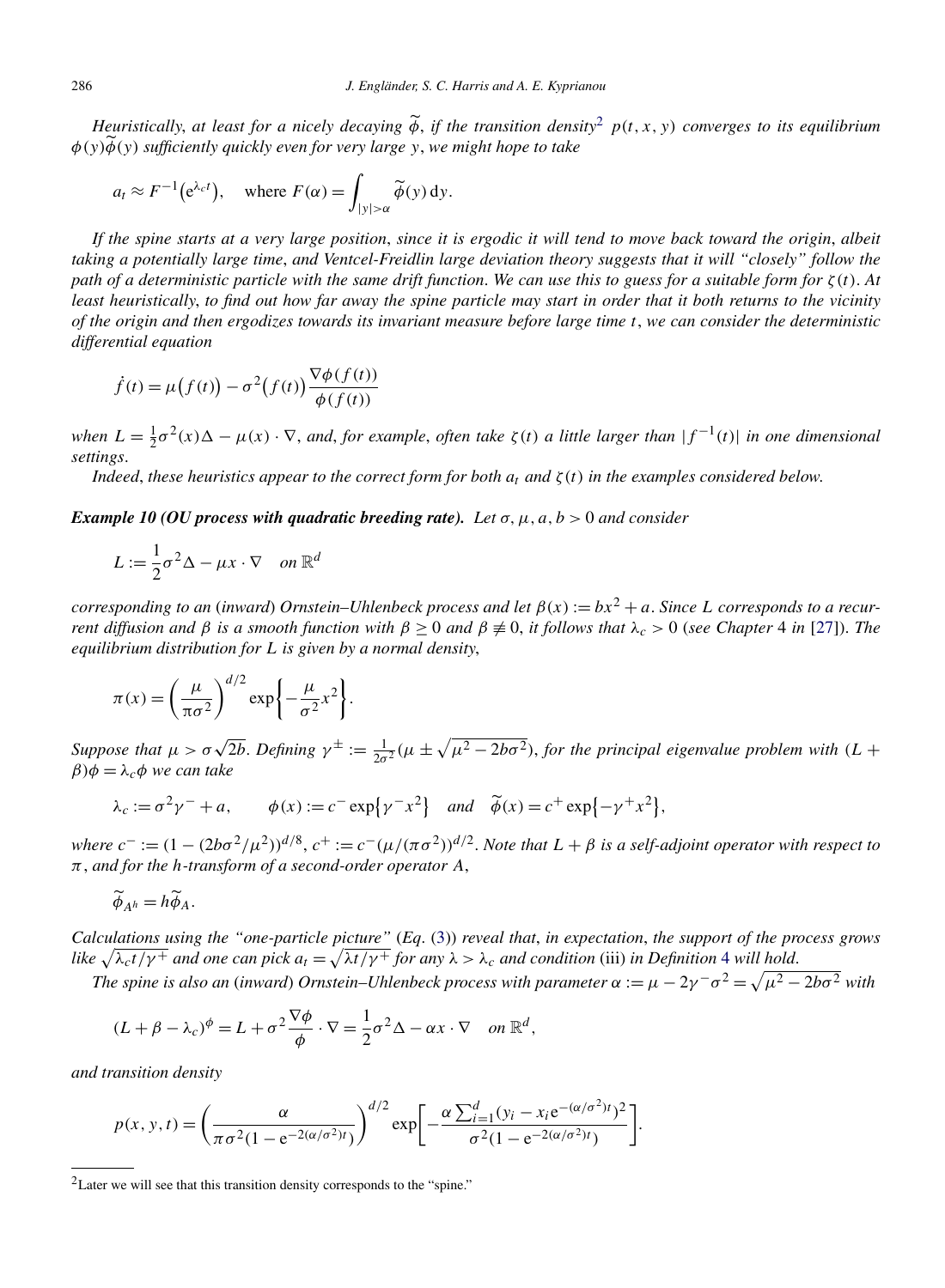*Heuristically, at least for a nicely decaying $\widetilde{\phi}$, if the transition density*[2] *$p(t,x,y)$ converges to its equilibrium $\phi(y)\widetilde{\phi}(y)$ sufficiently quickly even for very large $y$, we might hope to take*

$$a_t \approx F^{-1}\left(e^{\lambda_c t}\right), \quad \text{where } F(\alpha) = \int_{|y|>\alpha} \widetilde{\phi}(y)\,dy.$$

*If the spine starts at a very large position, since it is ergodic it will tend to move back toward the origin, albeit taking a potentially large time, and Ventcel-Freidlin large deviation theory suggests that it will "closely" follow the path of a deterministic particle with the same drift function. We can use this to guess for a suitable form for $\zeta(t)$. At least heuristically, to find out how far away the spine particle may start in order that it both returns to the vicinity of the origin and then ergodizes towards its invariant measure before large time $t$, we can consider the deterministic differential equation*

$$\dot{f}(t) = \mu\big(f(t)\big) - \sigma^2\big(f(t)\big)\frac{\nabla\phi(f(t))}{\phi(f(t))}$$

*when $L = \frac{1}{2}\sigma^2(x)\Delta - \mu(x)\cdot\nabla$, and, for example, often take $\zeta(t)$ a little larger than $|f^{-1}(t)|$ in one dimensional settings.*

*Indeed, these heuristics appear to the correct form for both $a_t$ and $\zeta(t)$ in the examples considered below.*

***Example 10 (OU process with quadratic breeding rate).*** *Let $\sigma,\mu,a,b>0$ and consider*

$$L := \frac{1}{2}\sigma^2\Delta - \mu x\cdot\nabla \quad \text{on } \mathbb{R}^d$$

*corresponding to an (inward) Ornstein–Uhlenbeck process and let $\beta(x) := bx^2 + a$. Since $L$ corresponds to a recurrent diffusion and $\beta$ is a smooth function with $\beta \geq 0$ and $\beta \not\equiv 0$, it follows that $\lambda_c > 0$ (see Chapter 4 in [27]). The equilibrium distribution for $L$ is given by a normal density,*

$$\pi(x) = \left(\frac{\mu}{\pi\sigma^2}\right)^{d/2}\exp\left\{-\frac{\mu}{\sigma^2}x^2\right\}.$$

*Suppose that $\mu > \sigma\sqrt{2b}$. Defining $\gamma^{\pm} := \frac{1}{2\sigma^2}(\mu \pm \sqrt{\mu^2 - 2b\sigma^2})$, for the principal eigenvalue problem with $(L+\beta)\phi = \lambda_c\phi$ we can take*

$$\lambda_c := \sigma^2\gamma^- + a, \qquad \phi(x) := c^-\exp\{\gamma^- x^2\} \quad \text{and} \quad \widetilde{\phi}(x) = c^+\exp\{-\gamma^+ x^2\},$$

*where $c^- := (1 - (2b\sigma^2/\mu^2))^{d/8}$, $c^+ := c^-(\mu/(\pi\sigma^2))^{d/2}$. Note that $L+\beta$ is a self-adjoint operator with respect to $\pi$, and for the $h$-transform of a second-order operator $A$,*

$$\widetilde{\phi}_{A^h} = h\widetilde{\phi}_A.$$

*Calculations using the "one-particle picture" (Eq. (3)) reveal that, in expectation, the support of the process grows like $\sqrt{\lambda_c t/\gamma^+}$ and one can pick $a_t = \sqrt{\lambda t/\gamma^+}$ for any $\lambda > \lambda_c$ and condition* (iii) *in Definition 4 will hold.*

*The spine is also an (inward) Ornstein–Uhlenbeck process with parameter $\alpha := \mu - 2\gamma^-\sigma^2 = \sqrt{\mu^2 - 2b\sigma^2}$ with*

$$(L + \beta - \lambda_c)^\phi = L + \sigma^2\frac{\nabla\phi}{\phi}\cdot\nabla = \frac{1}{2}\sigma^2\Delta - \alpha x\cdot\nabla \quad \text{on } \mathbb{R}^d,$$

*and transition density*

$$p(x,y,t) = \left(\frac{\alpha}{\pi\sigma^2(1 - e^{-2(\alpha/\sigma^2)t})}\right)^{d/2}\exp\left[-\frac{\alpha\sum_{i=1}^d (y_i - x_i e^{-(\alpha/\sigma^2)t})^2}{\sigma^2(1 - e^{-2(\alpha/\sigma^2)t})}\right].$$

---

[2] Later we will see that this transition density corresponds to the "spine."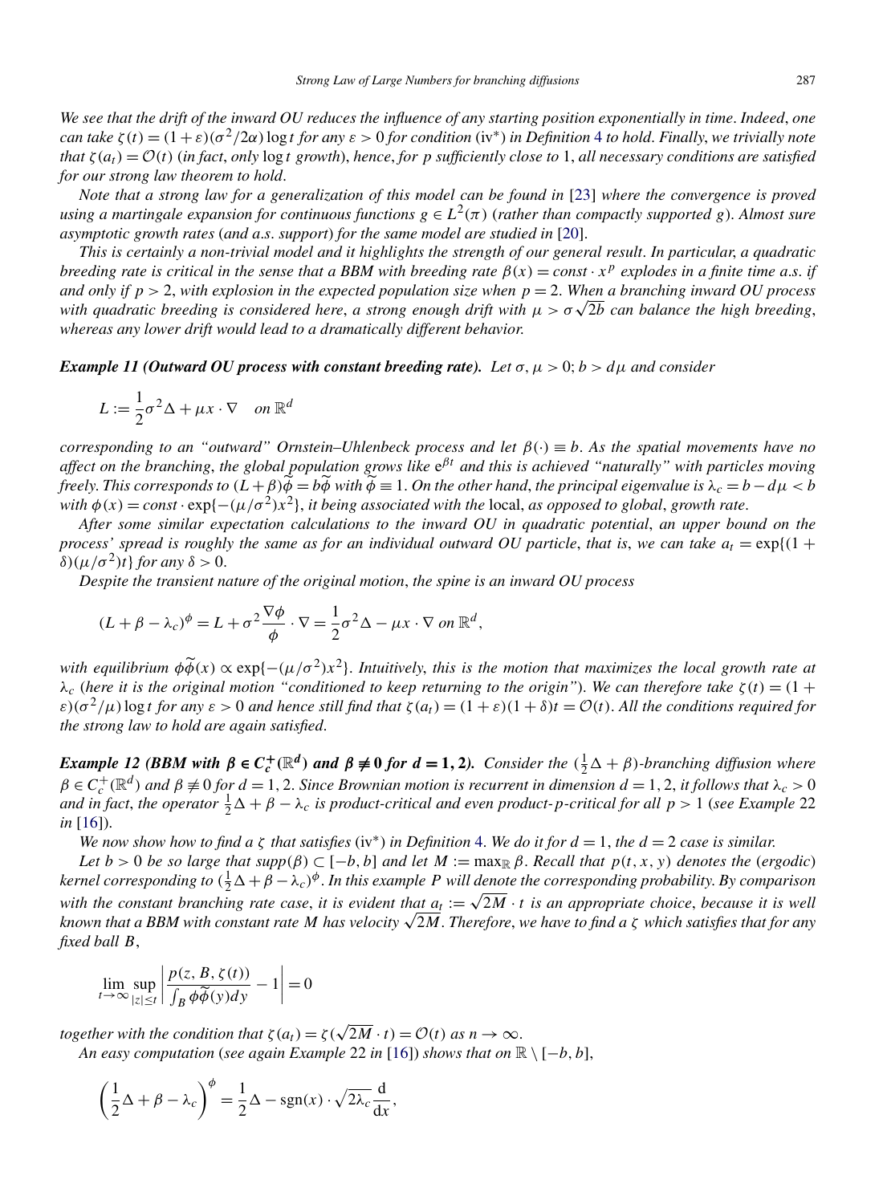*We see that the drift of the inward OU reduces the influence of any starting position exponentially in time. Indeed, one can take $\zeta(t) = (1+\varepsilon)(\sigma^2/2\alpha)\log t$ for any $\varepsilon > 0$ for condition (iv\*) in Definition 4 to hold. Finally, we trivially note that $\zeta(a_t) = \mathcal{O}(t)$ (in fact, only $\log t$ growth), hence, for $p$ sufficiently close to 1, all necessary conditions are satisfied for our strong law theorem to hold.*

*Note that a strong law for a generalization of this model can be found in [23] where the convergence is proved using a martingale expansion for continuous functions $g \in L^2(\pi)$ (rather than compactly supported $g$). Almost sure asymptotic growth rates (and a.s. support) for the same model are studied in [20].*

*This is certainly a non-trivial model and it highlights the strength of our general result. In particular, a quadratic breeding rate is critical in the sense that a BBM with breeding rate $\beta(x) = const \cdot x^p$ explodes in a finite time a.s. if and only if $p > 2$, with explosion in the expected population size when $p = 2$. When a branching inward OU process with quadratic breeding is considered here, a strong enough drift with $\mu > \sigma\sqrt{2b}$ can balance the high breeding, whereas any lower drift would lead to a dramatically different behavior.*

***Example 11 (Outward OU process with constant breeding rate).*** *Let $\sigma, \mu > 0$; $b > d\mu$ and consider*

$$L := \frac{1}{2}\sigma^2\Delta + \mu x \cdot \nabla \quad \text{on } \mathbb{R}^d$$

*corresponding to an "outward" Ornstein–Uhlenbeck process and let $\beta(\cdot) \equiv b$. As the spatial movements have no affect on the branching, the global population grows like $e^{\beta t}$ and this is achieved "naturally" with particles moving freely. This corresponds to $(L+\beta)\widetilde{\phi} = b\widetilde{\phi}$ with $\widetilde{\phi} \equiv 1$. On the other hand, the principal eigenvalue is $\lambda_c = b - d\mu < b$ with $\phi(x) = const \cdot \exp\{-(\mu/\sigma^2)x^2\}$, it being associated with the* local, *as opposed to global, growth rate.*

*After some similar expectation calculations to the inward OU in quadratic potential, an upper bound on the process' spread is roughly the same as for an individual outward OU particle, that is, we can take $a_t = \exp\{(1+\delta)(\mu/\sigma^2)t\}$ for any $\delta > 0$.*

*Despite the transient nature of the original motion, the spine is an inward OU process*

$$(L+\beta-\lambda_c)^\phi = L + \sigma^2\frac{\nabla\phi}{\phi}\cdot\nabla = \frac{1}{2}\sigma^2\Delta - \mu x \cdot \nabla \text{ on } \mathbb{R}^d,$$

*with equilibrium $\phi\widetilde{\phi}(x) \propto \exp\{-(\mu/\sigma^2)x^2\}$. Intuitively, this is the motion that maximizes the local growth rate at $\lambda_c$ (here it is the original motion "conditioned to keep returning to the origin"). We can therefore take $\zeta(t) = (1+\varepsilon)(\sigma^2/\mu)\log t$ for any $\varepsilon > 0$ and hence still find that $\zeta(a_t) = (1+\varepsilon)(1+\delta)t = \mathcal{O}(t)$. All the conditions required for the strong law to hold are again satisfied.*

***Example 12 (BBM with $\beta \in C_c^+(\mathbb{R}^d)$ and $\beta \not\equiv 0$ for $d = 1, 2$).*** *Consider the $(\frac{1}{2}\Delta + \beta)$-branching diffusion where $\beta \in C_c^+(\mathbb{R}^d)$ and $\beta \not\equiv 0$ for $d = 1, 2$. Since Brownian motion is recurrent in dimension $d = 1, 2$, it follows that $\lambda_c > 0$ and in fact, the operator $\frac{1}{2}\Delta + \beta - \lambda_c$ is product-critical and even product-$p$-critical for all $p > 1$ (see Example 22 in [16]).*

*We now show how to find a $\zeta$ that satisfies (iv\*) in Definition 4. We do it for $d = 1$, the $d = 2$ case is similar.*

*Let $b > 0$ be so large that $supp(\beta) \subset [-b, b]$ and let $M := \max_{\mathbb{R}} \beta$. Recall that $p(t, x, y)$ denotes the (ergodic) kernel corresponding to $(\frac{1}{2}\Delta + \beta - \lambda_c)^\phi$. In this example $P$ will denote the corresponding probability. By comparison with the constant branching rate case, it is evident that $a_t := \sqrt{2M}\cdot t$ is an appropriate choice, because it is well known that a BBM with constant rate $M$ has velocity $\sqrt{2M}$. Therefore, we have to find a $\zeta$ which satisfies that for any fixed ball $B$,*

$$\lim_{t\to\infty}\sup_{|z|\le t}\left|\frac{p(z, B, \zeta(t))}{\int_B \phi\widetilde{\phi}(y)dy} - 1\right| = 0$$

*together with the condition that $\zeta(a_t) = \zeta(\sqrt{2M}\cdot t) = \mathcal{O}(t)$ as $n \to \infty$.*

*An easy computation (see again Example 22 in [16]) shows that on $\mathbb{R} \setminus [-b, b]$,*

$$\left(\frac{1}{2}\Delta + \beta - \lambda_c\right)^\phi = \frac{1}{2}\Delta - \operatorname{sgn}(x)\cdot\sqrt{2\lambda_c}\frac{d}{dx},$$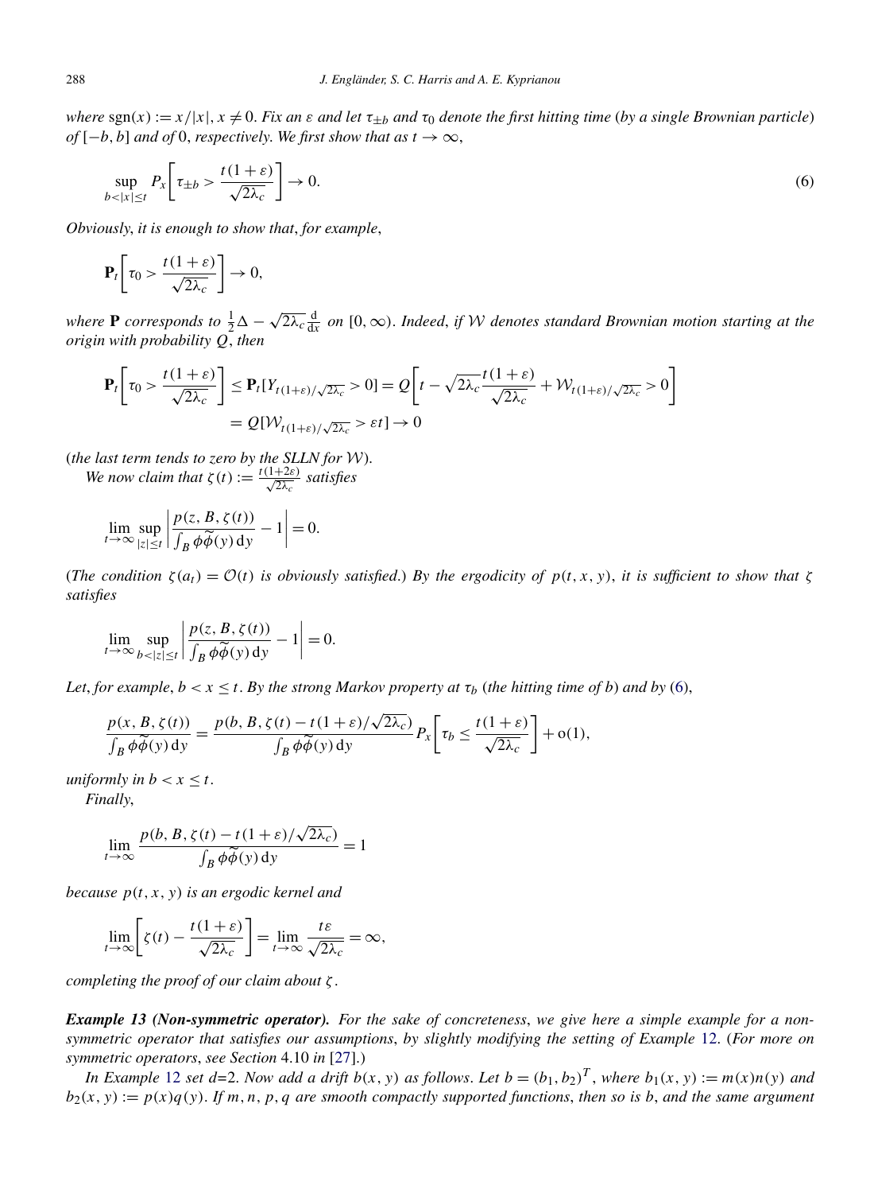*where* $\operatorname{sgn}(x) := x/|x|, x \neq 0$. *Fix an* $\varepsilon$ *and let* $\tau_{\pm b}$ *and* $\tau_0$ *denote the first hitting time* (*by a single Brownian particle*) *of* $[-b, b]$ *and of* 0, *respectively. We first show that as* $t \to \infty$,

$$\sup_{b<|x|\le t} P_x\left[\tau_{\pm b} > \frac{t(1+\varepsilon)}{\sqrt{2\lambda_c}}\right] \to 0. \tag{6}$$

*Obviously, it is enough to show that, for example,*

$$\mathbf{P}_t\left[\tau_0 > \frac{t(1+\varepsilon)}{\sqrt{2\lambda_c}}\right] \to 0,$$

*where* $\mathbf{P}$ *corresponds to* $\frac{1}{2}\Delta - \sqrt{2\lambda_c}\frac{\mathrm{d}}{\mathrm{d}x}$ *on* $[0, \infty)$. *Indeed, if* $\mathcal{W}$ *denotes standard Brownian motion starting at the origin with probability* $Q$, *then*

$$\begin{aligned}\mathbf{P}_t\left[\tau_0 > \frac{t(1+\varepsilon)}{\sqrt{2\lambda_c}}\right] &\le \mathbf{P}_t[Y_{t(1+\varepsilon)/\sqrt{2\lambda_c}} > 0] = Q\left[t - \sqrt{2\lambda_c}\frac{t(1+\varepsilon)}{\sqrt{2\lambda_c}} + \mathcal{W}_{t(1+\varepsilon)/\sqrt{2\lambda_c}} > 0\right]\\ &= Q[\mathcal{W}_{t(1+\varepsilon)/\sqrt{2\lambda_c}} > \varepsilon t] \to 0\end{aligned}$$

(*the last term tends to zero by the SLLN for* $\mathcal{W}$).

*We now claim that* $\zeta(t) := \frac{t(1+2\varepsilon)}{\sqrt{2\lambda_c}}$ *satisfies*

$$\lim_{t\to\infty}\sup_{|z|\le t}\left|\frac{p(z, B, \zeta(t))}{\int_B \phi\widetilde{\phi}(y)\,\mathrm{d}y} - 1\right| = 0.$$

(*The condition* $\zeta(a_t) = \mathcal{O}(t)$ *is obviously satisfied.*) *By the ergodicity of* $p(t, x, y)$, *it is sufficient to show that* $\zeta$ *satisfies*

$$\lim_{t\to\infty}\sup_{b<|z|\le t}\left|\frac{p(z, B, \zeta(t))}{\int_B \phi\widetilde{\phi}(y)\,\mathrm{d}y} - 1\right| = 0.$$

*Let, for example,* $b < x \le t$. *By the strong Markov property at* $\tau_b$ (*the hitting time of* $b$) *and by* (6),

$$\frac{p(x, B, \zeta(t))}{\int_B \phi\widetilde{\phi}(y)\,\mathrm{d}y} = \frac{p(b, B, \zeta(t) - t(1+\varepsilon)/\sqrt{2\lambda_c})}{\int_B \phi\widetilde{\phi}(y)\,\mathrm{d}y}P_x\left[\tau_b \le \frac{t(1+\varepsilon)}{\sqrt{2\lambda_c}}\right] + \mathrm{o}(1),$$

*uniformly in* $b < x \le t$.

*Finally,*

$$\lim_{t\to\infty}\frac{p(b, B, \zeta(t) - t(1+\varepsilon)/\sqrt{2\lambda_c})}{\int_B \phi\widetilde{\phi}(y)\,\mathrm{d}y} = 1$$

*because* $p(t, x, y)$ *is an ergodic kernel and*

$$\lim_{t\to\infty}\left[\zeta(t) - \frac{t(1+\varepsilon)}{\sqrt{2\lambda_c}}\right] = \lim_{t\to\infty}\frac{t\varepsilon}{\sqrt{2\lambda_c}} = \infty,$$

*completing the proof of our claim about* $\zeta$.

***Example 13 (Non-symmetric operator).*** *For the sake of concreteness, we give here a simple example for a non-symmetric operator that satisfies our assumptions, by slightly modifying the setting of Example* 12. (*For more on symmetric operators, see Section* 4.10 *in* [27].)

*In Example* 12 *set d*=2. *Now add a drift* $b(x, y)$ *as follows. Let* $b = (b_1, b_2)^T$, *where* $b_1(x, y) := m(x)n(y)$ *and* $b_2(x, y) := p(x)q(y)$. *If* $m, n, p, q$ *are smooth compactly supported functions, then so is* $b$, *and the same argument*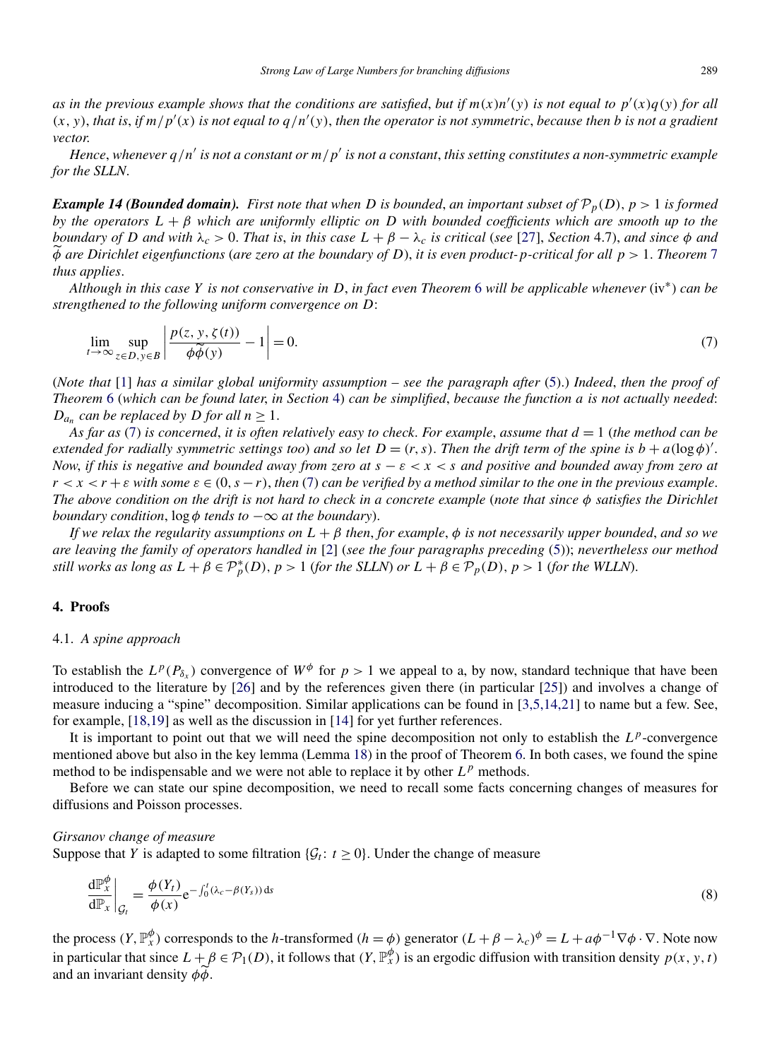*as in the previous example shows that the conditions are satisfied, but if $m(x)n'(y)$ is not equal to $p'(x)q(y)$ for all $(x, y)$, that is, if $m/p'(x)$ is not equal to $q/n'(y)$, then the operator is not symmetric, because then $b$ is not a gradient vector.*

*Hence, whenever $q/n'$ is not a constant or $m/p'$ is not a constant, this setting constitutes a non-symmetric example for the SLLN.*

***Example 14 (Bounded domain).*** *First note that when $D$ is bounded, an important subset of $\mathcal{P}_p(D)$, $p > 1$ is formed by the operators $L + \beta$ which are uniformly elliptic on $D$ with bounded coefficients which are smooth up to the boundary of $D$ and with $\lambda_c > 0$. That is, in this case $L + \beta - \lambda_c$ is critical (see [27], Section 4.7), and since $\phi$ and $\widetilde{\phi}$ are Dirichlet eigenfunctions (are zero at the boundary of $D$), it is even product-$p$-critical for all $p > 1$. Theorem 7 thus applies.*

*Although in this case $Y$ is not conservative in $D$, in fact even Theorem 6 will be applicable whenever (iv\*) can be strengthened to the following uniform convergence on $D$:*

$$\lim_{t\to\infty} \sup_{z\in D, y\in B} \left| \frac{p(z, y, \zeta(t))}{\phi\widetilde{\phi}(y)} - 1 \right| = 0. \tag{7}$$

*(Note that [1] has a similar global uniformity assumption – see the paragraph after (5).) Indeed, then the proof of Theorem 6 (which can be found later, in Section 4) can be simplified, because the function $a$ is not actually needed: $D_{a_n}$ can be replaced by $D$ for all $n \ge 1$.*

*As far as (7) is concerned, it is often relatively easy to check. For example, assume that $d = 1$ (the method can be extended for radially symmetric settings too) and so let $D = (r, s)$. Then the drift term of the spine is $b + a(\log\phi)'$. Now, if this is negative and bounded away from zero at $s - \varepsilon < x < s$ and positive and bounded away from zero at $r < x < r + \varepsilon$ with some $\varepsilon \in (0, s - r)$, then (7) can be verified by a method similar to the one in the previous example. The above condition on the drift is not hard to check in a concrete example (note that since $\phi$ satisfies the Dirichlet boundary condition, $\log\phi$ tends to $-\infty$ at the boundary).*

*If we relax the regularity assumptions on $L + \beta$ then, for example, $\phi$ is not necessarily upper bounded, and so we are leaving the family of operators handled in [2] (see the four paragraphs preceding (5)); nevertheless our method still works as long as $L + \beta \in \mathcal{P}_p^*(D)$, $p > 1$ (for the SLLN) or $L + \beta \in \mathcal{P}_p(D)$, $p > 1$ (for the WLLN).*

## 4. Proofs

### 4.1. *A spine approach*

To establish the $L^p(P_{\delta_x})$ convergence of $W^\phi$ for $p > 1$ we appeal to a, by now, standard technique that have been introduced to the literature by [26] and by the references given there (in particular [25]) and involves a change of measure inducing a "spine" decomposition. Similar applications can be found in [3,5,14,21] to name but a few. See, for example, [18,19] as well as the discussion in [14] for yet further references.

It is important to point out that we will need the spine decomposition not only to establish the $L^p$-convergence mentioned above but also in the key lemma (Lemma 18) in the proof of Theorem 6. In both cases, we found the spine method to be indispensable and we were not able to replace it by other $L^p$ methods.

Before we can state our spine decomposition, we need to recall some facts concerning changes of measures for diffusions and Poisson processes.

*Girsanov change of measure*

Suppose that $Y$ is adapted to some filtration $\{\mathcal{G}_t \colon t \ge 0\}$. Under the change of measure

$$\left.\frac{\mathrm{d}\mathbb{P}_x^\phi}{\mathrm{d}\mathbb{P}_x}\right|_{\mathcal{G}_t} = \frac{\phi(Y_t)}{\phi(x)} \mathrm{e}^{-\int_0^t (\lambda_c - \beta(Y_s))\,\mathrm{d}s} \tag{8}$$

the process $(Y, \mathbb{P}_x^\phi)$ corresponds to the $h$-transformed ($h = \phi$) generator $(L + \beta - \lambda_c)^\phi = L + a\phi^{-1}\nabla\phi \cdot \nabla$. Note now in particular that since $L + \beta \in \mathcal{P}_1(D)$, it follows that $(Y, \mathbb{P}_x^\phi)$ is an ergodic diffusion with transition density $p(x, y, t)$ and an invariant density $\phi\widetilde{\phi}$.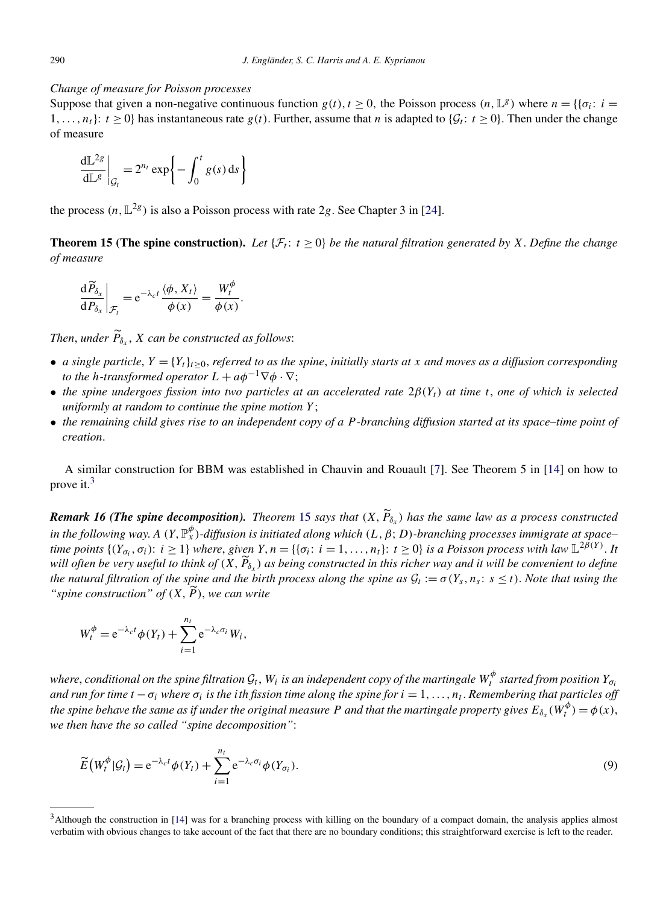*Change of measure for Poisson processes*

Suppose that given a non-negative continuous function $g(t), t \geq 0$, the Poisson process $(n, \mathbb{L}^g)$ where $n = \{\{\sigma_i \colon i = 1, \ldots, n_t\} \colon t \geq 0\}$ has instantaneous rate $g(t)$. Further, assume that $n$ is adapted to $\{\mathcal{G}_t \colon t \geq 0\}$. Then under the change of measure

$$\left.\frac{\mathrm{d}\mathbb{L}^{2g}}{\mathrm{d}\mathbb{L}^g}\right|_{\mathcal{G}_t} = 2^{n_t} \exp\left\{-\int_0^t g(s)\,\mathrm{d}s\right\}$$

the process $(n, \mathbb{L}^{2g})$ is also a Poisson process with rate $2g$. See Chapter 3 in [24].

**Theorem 15 (The spine construction).** *Let $\{\mathcal{F}_t \colon t \geq 0\}$ be the natural filtration generated by $X$. Define the change of measure*

$$\left.\frac{\mathrm{d}\widetilde{P}_{\delta_x}}{\mathrm{d}P_{\delta_x}}\right|_{\mathcal{F}_t} = \mathrm{e}^{-\lambda_c t}\frac{\langle \phi, X_t\rangle}{\phi(x)} = \frac{W_t^\phi}{\phi(x)}.$$

*Then, under $\widetilde{P}_{\delta_x}$, $X$ can be constructed as follows*:

- *a single particle, $Y = \{Y_t\}_{t \geq 0}$, referred to as the spine, initially starts at $x$ and moves as a diffusion corresponding to the h-transformed operator $L + a\phi^{-1}\nabla\phi \cdot \nabla$;*
- *the spine undergoes fission into two particles at an accelerated rate $2\beta(Y_t)$ at time $t$, one of which is selected uniformly at random to continue the spine motion $Y$;*
- *the remaining child gives rise to an independent copy of a $P$-branching diffusion started at its space–time point of creation.*

A similar construction for BBM was established in Chauvin and Rouault [7]. See Theorem 5 in [14] on how to prove it.[3]

***Remark 16 (The spine decomposition).*** *Theorem 15 says that $(X, \widetilde{P}_{\delta_x})$ has the same law as a process constructed in the following way. A $(Y, \mathbb{P}_x^\phi)$-diffusion is initiated along which $(L, \beta; D)$-branching processes immigrate at space–time points $\{(Y_{\sigma_i}, \sigma_i) \colon i \geq 1\}$ where, given $Y, n = \{\{\sigma_i \colon i = 1, \ldots, n_t\} \colon t \geq 0\}$ is a Poisson process with law $\mathbb{L}^{2\beta(Y)}$. It will often be very useful to think of $(X, \widetilde{P}_{\delta_x})$ as being constructed in this richer way and it will be convenient to define the natural filtration of the spine and the birth process along the spine as $\mathcal{G}_t := \sigma(Y_s, n_s \colon s \leq t)$. Note that using the "spine construction" of $(X, \widetilde{P})$, we can write*

$$W_t^\phi = \mathrm{e}^{-\lambda_c t}\phi(Y_t) + \sum_{i=1}^{n_t} \mathrm{e}^{-\lambda_c \sigma_i} W_i,$$

*where, conditional on the spine filtration $\mathcal{G}_t$, $W_i$ is an independent copy of the martingale $W_t^\phi$ started from position $Y_{\sigma_i}$ and run for time $t - \sigma_i$ where $\sigma_i$ is the $i$th fission time along the spine for $i = 1, \ldots, n_t$. Remembering that particles off the spine behave the same as if under the original measure $P$ and that the martingale property gives $E_{\delta_x}(W_t^\phi) = \phi(x)$, we then have the so called "spine decomposition":*

$$\widetilde{E}\big(W_t^\phi \mid \mathcal{G}_t\big) = \mathrm{e}^{-\lambda_c t}\phi(Y_t) + \sum_{i=1}^{n_t} \mathrm{e}^{-\lambda_c \sigma_i}\phi(Y_{\sigma_i}). \tag{9}$$

[3] Although the construction in [14] was for a branching process with killing on the boundary of a compact domain, the analysis applies almost verbatim with obvious changes to take account of the fact that there are no boundary conditions; this straightforward exercise is left to the reader.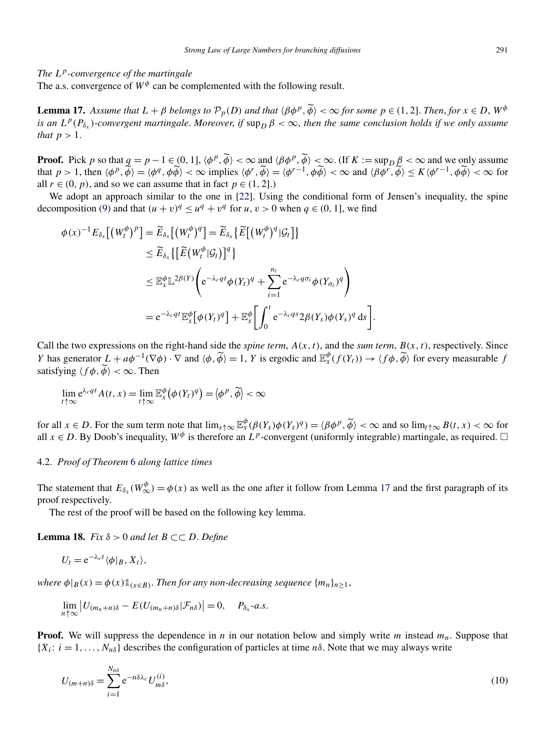*The $L^p$-convergence of the martingale*

The a.s. convergence of $W^\phi$ can be complemented with the following result.

**Lemma 17.** *Assume that $L+\beta$ belongs to $\mathcal{P}_p(D)$ and that $\langle \beta\phi^p, \widetilde{\phi}\rangle < \infty$ for some $p \in (1,2]$. Then, for $x \in D$, $W^\phi$ is an $L^p(P_{\delta_x})$-convergent martingale. Moreover, if $\sup_D \beta < \infty$, then the same conclusion holds if we only assume that $p > 1$.*

**Proof.** Pick $p$ so that $q = p-1 \in (0,1]$, $\langle \phi^p, \widetilde{\phi}\rangle < \infty$ and $\langle \beta\phi^p, \widetilde{\phi}\rangle < \infty$. (If $K := \sup_D \beta < \infty$ and we only assume that $p > 1$, then $\langle \phi^p, \widetilde{\phi}\rangle = \langle \phi^q, \phi\widetilde{\phi}\rangle < \infty$ implies $\langle \phi^r, \widetilde{\phi}\rangle = \langle \phi^{r-1}, \phi\widetilde{\phi}\rangle < \infty$ and $\langle \beta\phi^r, \widetilde{\phi}\rangle \le K\langle \phi^{r-1}, \phi\widetilde{\phi}\rangle < \infty$ for all $r \in (0,p)$, and so we can assume that in fact $p \in (1,2]$.)

We adopt an approach similar to the one in [22]. Using the conditional form of Jensen's inequality, the spine decomposition (9) and that $(u+v)^q \le u^q + v^q$ for $u, v > 0$ when $q \in (0,1]$, we find

$$
\begin{aligned}
\phi(x)^{-1} E_{\delta_x}\big[\big(W_t^\phi\big)^p\big] &= \widetilde{E}_{\delta_x}\big[\big(W_t^\phi\big)^q\big] = \widetilde{E}_{\delta_x}\big\{\widetilde{E}\big[\big(W_t^\phi\big)^q|\mathcal{G}_t\big]\big\} \\
&\le \widetilde{E}_{\delta_x}\big\{\big[\widetilde{E}\big(W_t^\phi|\mathcal{G}_t\big)\big]^q\big\} \\
&\le \mathbb{E}_x^\phi \mathbb{L}^{2\beta(Y)}\left(\mathrm{e}^{-\lambda_c q t}\phi(Y_t)^q + \sum_{i=1}^{n_t} \mathrm{e}^{-\lambda_c q \sigma_i}\phi(Y_{\sigma_i})^q\right) \\
&= \mathrm{e}^{-\lambda_c q t}\mathbb{E}_x^\phi\big[\phi(Y_t)^q\big] + \mathbb{E}_x^\phi\left[\int_0^t \mathrm{e}^{-\lambda_c q s} 2\beta(Y_s)\phi(Y_s)^q \,\mathrm{d}s\right].
\end{aligned}
$$

Call the two expressions on the right-hand side the *spine term*, $A(x,t)$, and the *sum term*, $B(x,t)$, respectively. Since $Y$ has generator $L + a\phi^{-1}(\nabla\phi)\cdot\nabla$ and $\langle \phi, \widetilde{\phi}\rangle = 1$, $Y$ is ergodic and $\mathbb{E}_x^\phi(f(Y_t)) \to \langle f\phi, \widetilde{\phi}\rangle$ for every measurable $f$ satisfying $\langle f\phi, \widetilde{\phi}\rangle < \infty$. Then

$$
\lim_{t\uparrow\infty} \mathrm{e}^{\lambda_c q t} A(t,x) = \lim_{t\uparrow\infty} \mathbb{E}_x^\phi\big(\phi(Y_t)^q\big) = \big\langle \phi^p, \widetilde{\phi}\big\rangle < \infty
$$

for all $x \in D$. For the sum term note that $\lim_{s\uparrow\infty} \mathbb{E}_x^\phi(\beta(Y_s)\phi(Y_s)^q) = \langle \beta\phi^p, \widetilde{\phi}\rangle < \infty$ and so $\lim_{t\uparrow\infty} B(t,x) < \infty$ for all $x \in D$. By Doob's inequality, $W^\phi$ is therefore an $L^p$-convergent (uniformly integrable) martingale, as required. $\square$

## 4.2. *Proof of Theorem 6 along lattice times*

The statement that $E_{\delta_x}(W_\infty^\phi) = \phi(x)$ as well as the one after it follow from Lemma 17 and the first paragraph of its proof respectively.

The rest of the proof will be based on the following key lemma.

**Lemma 18.** *Fix $\delta > 0$ and let $B \subset\subset D$. Define*

$$
U_t = \mathrm{e}^{-\lambda_c t}\langle \phi|_B, X_t\rangle,
$$

*where $\phi|_B(x) = \phi(x)\mathbb{1}_{(x\in B)}$. Then for any non-decreasing sequence $\{m_n\}_{n\ge 1}$,*

$$
\lim_{n\uparrow\infty} \big|U_{(m_n+n)\delta} - E(U_{(m_n+n)\delta}|\mathcal{F}_{n\delta})\big| = 0, \quad P_{\delta_x}\text{-a.s.}
$$

**Proof.** We will suppress the dependence in $n$ in our notation below and simply write $m$ instead $m_n$. Suppose that $\{X_i\colon i = 1,\dots,N_{n\delta}\}$ describes the configuration of particles at time $n\delta$. Note that we may always write

$$
U_{(m+n)\delta} = \sum_{i=1}^{N_{n\delta}} \mathrm{e}^{-n\delta\lambda_c} U_{m\delta}^{(i)}, \tag{10}
$$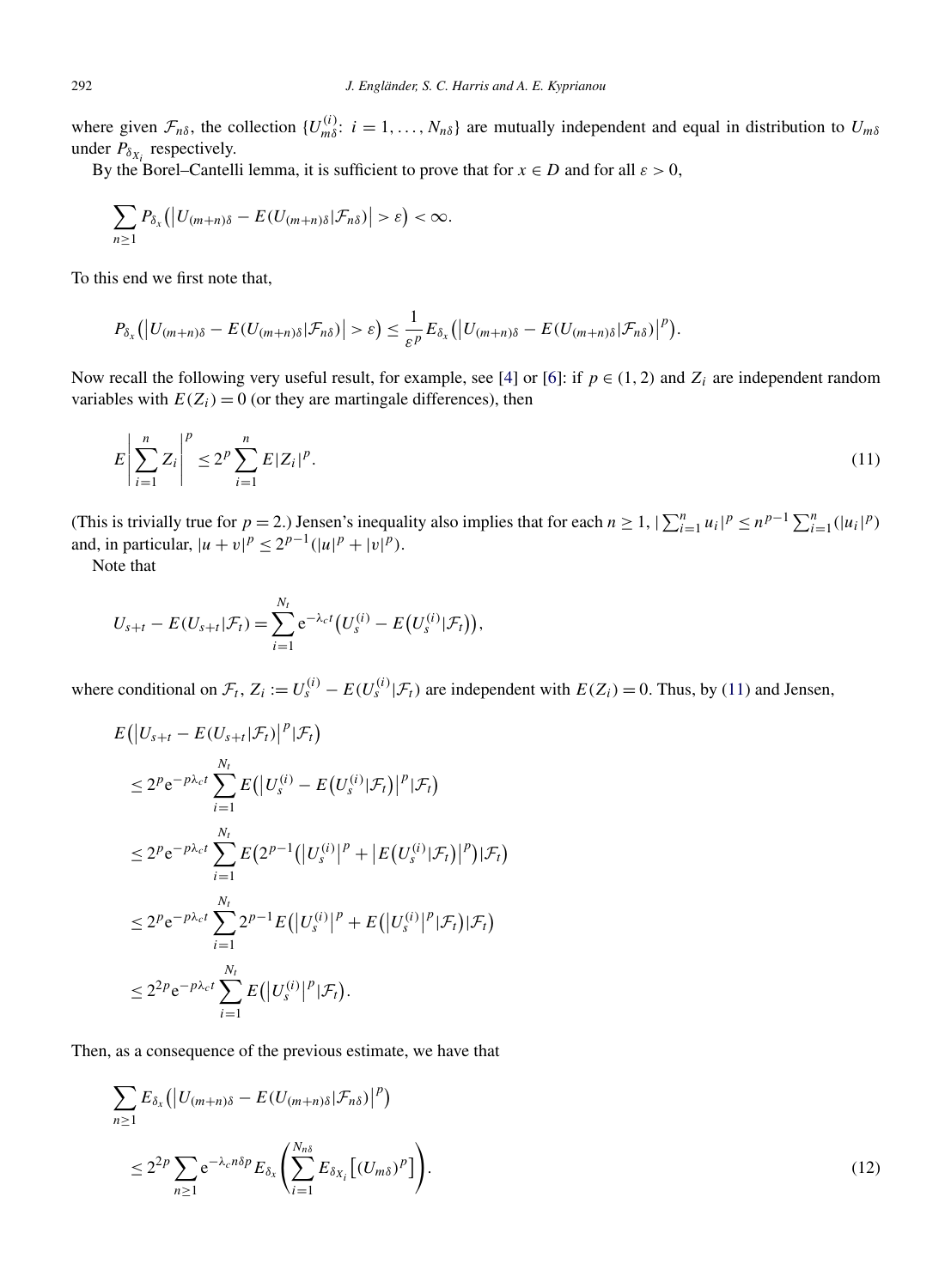where given $\mathcal{F}_{n\delta}$, the collection $\{U^{(i)}_{m\delta}\colon\ i = 1, \dots, N_{n\delta}\}$ are mutually independent and equal in distribution to $U_{m\delta}$ under $P_{\delta_{X_i}}$ respectively.

By the Borel–Cantelli lemma, it is sufficient to prove that for $x \in D$ and for all $\varepsilon > 0$,

$$\sum_{n\geq 1} P_{\delta_x}\big(\big|U_{(m+n)\delta} - E(U_{(m+n)\delta}|\mathcal{F}_{n\delta})\big| > \varepsilon\big) < \infty.$$

To this end we first note that,

$$P_{\delta_x}\big(\big|U_{(m+n)\delta} - E(U_{(m+n)\delta}|\mathcal{F}_{n\delta})\big| > \varepsilon\big) \leq \frac{1}{\varepsilon^p} E_{\delta_x}\big(\big|U_{(m+n)\delta} - E(U_{(m+n)\delta}|\mathcal{F}_{n\delta})\big|^p\big).$$

Now recall the following very useful result, for example, see [4] or [6]: if $p \in (1, 2)$ and $Z_i$ are independent random variables with $E(Z_i) = 0$ (or they are martingale differences), then

$$E\left|\sum_{i=1}^n Z_i\right|^p \leq 2^p \sum_{i=1}^n E|Z_i|^p. \tag{11}$$

(This is trivially true for $p = 2$.) Jensen's inequality also implies that for each $n \geq 1$, $|\sum_{i=1}^n u_i|^p \leq n^{p-1} \sum_{i=1}^n (|u_i|^p)$ and, in particular, $|u + v|^p \leq 2^{p-1}(|u|^p + |v|^p)$.

Note that

$$U_{s+t} - E(U_{s+t}|\mathcal{F}_t) = \sum_{i=1}^{N_t} \mathrm{e}^{-\lambda_c t}\big(U_s^{(i)} - E\big(U_s^{(i)}|\mathcal{F}_t\big)\big),$$

where conditional on $\mathcal{F}_t$, $Z_i := U_s^{(i)} - E(U_s^{(i)}|\mathcal{F}_t)$ are independent with $E(Z_i) = 0$. Thus, by (11) and Jensen,

$$\begin{aligned}
&E\big(\big|U_{s+t} - E(U_{s+t}|\mathcal{F}_t)\big|^p|\mathcal{F}_t\big) \\
&\quad\leq 2^p \mathrm{e}^{-p\lambda_c t} \sum_{i=1}^{N_t} E\big(\big|U_s^{(i)} - E\big(U_s^{(i)}|\mathcal{F}_t\big)\big|^p|\mathcal{F}_t\big) \\
&\quad\leq 2^p \mathrm{e}^{-p\lambda_c t} \sum_{i=1}^{N_t} E\big(2^{p-1}\big(\big|U_s^{(i)}\big|^p + \big|E\big(U_s^{(i)}|\mathcal{F}_t\big)\big|^p\big)|\mathcal{F}_t\big) \\
&\quad\leq 2^p \mathrm{e}^{-p\lambda_c t} \sum_{i=1}^{N_t} 2^{p-1} E\big(\big|U_s^{(i)}\big|^p + E\big(\big|U_s^{(i)}\big|^p|\mathcal{F}_t\big)|\mathcal{F}_t\big) \\
&\quad\leq 2^{2p} \mathrm{e}^{-p\lambda_c t} \sum_{i=1}^{N_t} E\big(\big|U_s^{(i)}\big|^p|\mathcal{F}_t\big).
\end{aligned}$$

Then, as a consequence of the previous estimate, we have that

$$\begin{aligned}
&\sum_{n\geq 1} E_{\delta_x}\big(\big|U_{(m+n)\delta} - E(U_{(m+n)\delta}|\mathcal{F}_{n\delta})\big|^p\big) \\
&\quad\leq 2^{2p} \sum_{n\geq 1} \mathrm{e}^{-\lambda_c n\delta p} E_{\delta_x}\left(\sum_{i=1}^{N_{n\delta}} E_{\delta_{X_i}}\big[(U_{m\delta})^p\big]\right).
\end{aligned} \tag{12}$$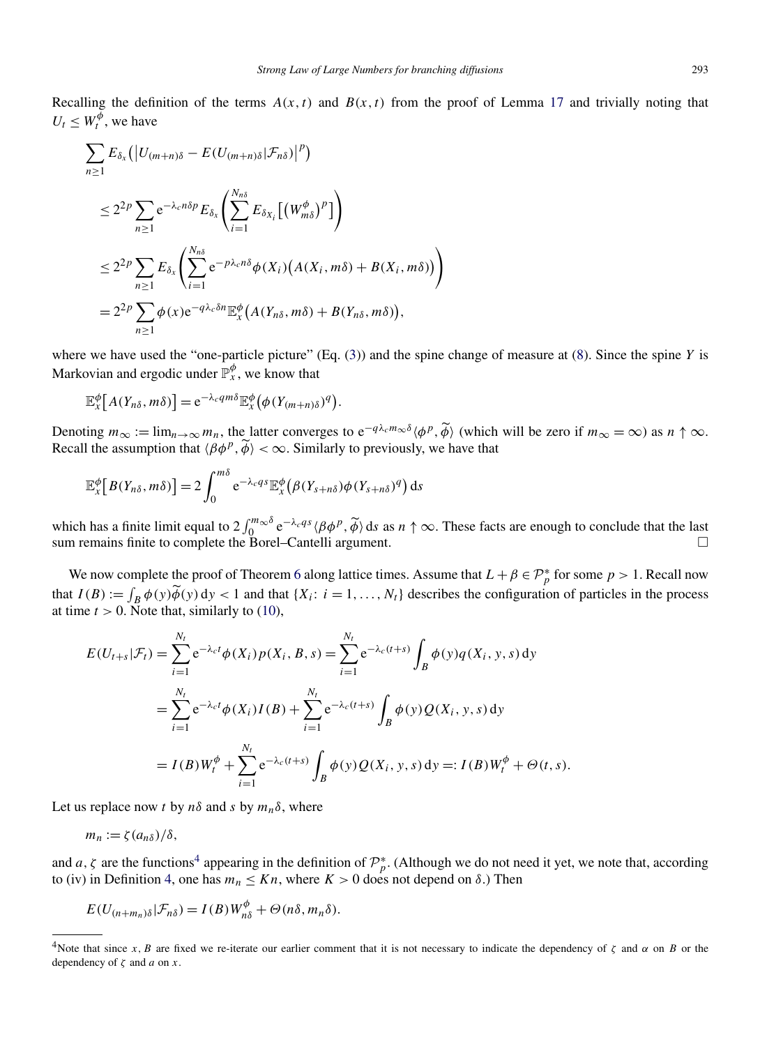Recalling the definition of the terms $A(x,t)$ and $B(x,t)$ from the proof of Lemma 17 and trivially noting that $U_t \le W_t^{\phi}$, we have

$$
\begin{aligned}
&\sum_{n\ge 1} E_{\delta_x}\big(\big|U_{(m+n)\delta} - E(U_{(m+n)\delta}|\mathcal{F}_{n\delta})\big|^p\big)\\
&\quad\le 2^{2p}\sum_{n\ge 1} \mathrm{e}^{-\lambda_c n\delta p} E_{\delta_x}\left(\sum_{i=1}^{N_{n\delta}} E_{\delta_{X_i}}\big[\big(W_{m\delta}^{\phi}\big)^p\big]\right)\\
&\quad\le 2^{2p}\sum_{n\ge 1} E_{\delta_x}\left(\sum_{i=1}^{N_{n\delta}} \mathrm{e}^{-p\lambda_c n\delta}\phi(X_i)\big(A(X_i,m\delta)+B(X_i,m\delta)\big)\right)\\
&\quad= 2^{2p}\sum_{n\ge 1}\phi(x)\mathrm{e}^{-q\lambda_c\delta n}\mathbb{E}_x^{\phi}\big(A(Y_{n\delta},m\delta)+B(Y_{n\delta},m\delta)\big),
\end{aligned}
$$

where we have used the "one-particle picture" (Eq. (3)) and the spine change of measure at (8). Since the spine $Y$ is Markovian and ergodic under $\mathbb{P}_x^{\phi}$, we know that

$$
\mathbb{E}_x^{\phi}\big[A(Y_{n\delta},m\delta)\big] = \mathrm{e}^{-\lambda_c q m\delta}\mathbb{E}_x^{\phi}\big(\phi(Y_{(m+n)\delta})^q\big).
$$

Denoting $m_\infty := \lim_{n\to\infty} m_n$, the latter converges to $\mathrm{e}^{-q\lambda_c m_\infty\delta}\langle\phi^p,\widetilde{\phi}\rangle$ (which will be zero if $m_\infty=\infty$) as $n\uparrow\infty$. Recall the assumption that $\langle\beta\phi^p,\widetilde{\phi}\rangle<\infty$. Similarly to previously, we have that

$$
\mathbb{E}_x^{\phi}\big[B(Y_{n\delta},m\delta)\big] = 2\int_0^{m\delta}\mathrm{e}^{-\lambda_c q s}\mathbb{E}_x^{\phi}\big(\beta(Y_{s+n\delta})\phi(Y_{s+n\delta})^q\big)\,\mathrm{d}s
$$

which has a finite limit equal to $2\int_0^{m_\infty\delta}\mathrm{e}^{-\lambda_c q s}\langle\beta\phi^p,\widetilde{\phi}\rangle\,\mathrm{d}s$ as $n\uparrow\infty$. These facts are enough to conclude that the last sum remains finite to complete the Borel–Cantelli argument. $\square$

We now complete the proof of Theorem 6 along lattice times. Assume that $L+\beta\in\mathcal{P}_p^*$ for some $p>1$. Recall now that $I(B) := \int_B \phi(y)\widetilde{\phi}(y)\,\mathrm{d}y < 1$ and that $\{X_i\colon i=1,\ldots,N_t\}$ describes the configuration of particles in the process at time $t>0$. Note that, similarly to (10),

$$
\begin{aligned}
E(U_{t+s}|\mathcal{F}_t) &= \sum_{i=1}^{N_t}\mathrm{e}^{-\lambda_c t}\phi(X_i)p(X_i,B,s) = \sum_{i=1}^{N_t}\mathrm{e}^{-\lambda_c(t+s)}\int_B\phi(y)q(X_i,y,s)\,\mathrm{d}y\\
&= \sum_{i=1}^{N_t}\mathrm{e}^{-\lambda_c t}\phi(X_i)I(B) + \sum_{i=1}^{N_t}\mathrm{e}^{-\lambda_c(t+s)}\int_B\phi(y)Q(X_i,y,s)\,\mathrm{d}y\\
&= I(B)W_t^{\phi} + \sum_{i=1}^{N_t}\mathrm{e}^{-\lambda_c(t+s)}\int_B\phi(y)Q(X_i,y,s)\,\mathrm{d}y =: I(B)W_t^{\phi}+\Theta(t,s).
\end{aligned}
$$

Let us replace now $t$ by $n\delta$ and $s$ by $m_n\delta$, where

$$
m_n := \zeta(a_{n\delta})/\delta,
$$

and $a,\zeta$ are the functions[4] appearing in the definition of $\mathcal{P}_p^*$. (Although we do not need it yet, we note that, according to (iv) in Definition 4, one has $m_n\le Kn$, where $K>0$ does not depend on $\delta$.) Then

$$
E(U_{(n+m_n)\delta}|\mathcal{F}_{n\delta}) = I(B)W_{n\delta}^{\phi} + \Theta(n\delta,m_n\delta).
$$

[4] Note that since $x, B$ are fixed we re-iterate our earlier comment that it is not necessary to indicate the dependency of $\zeta$ and $\alpha$ on $B$ or the dependency of $\zeta$ and $a$ on $x$.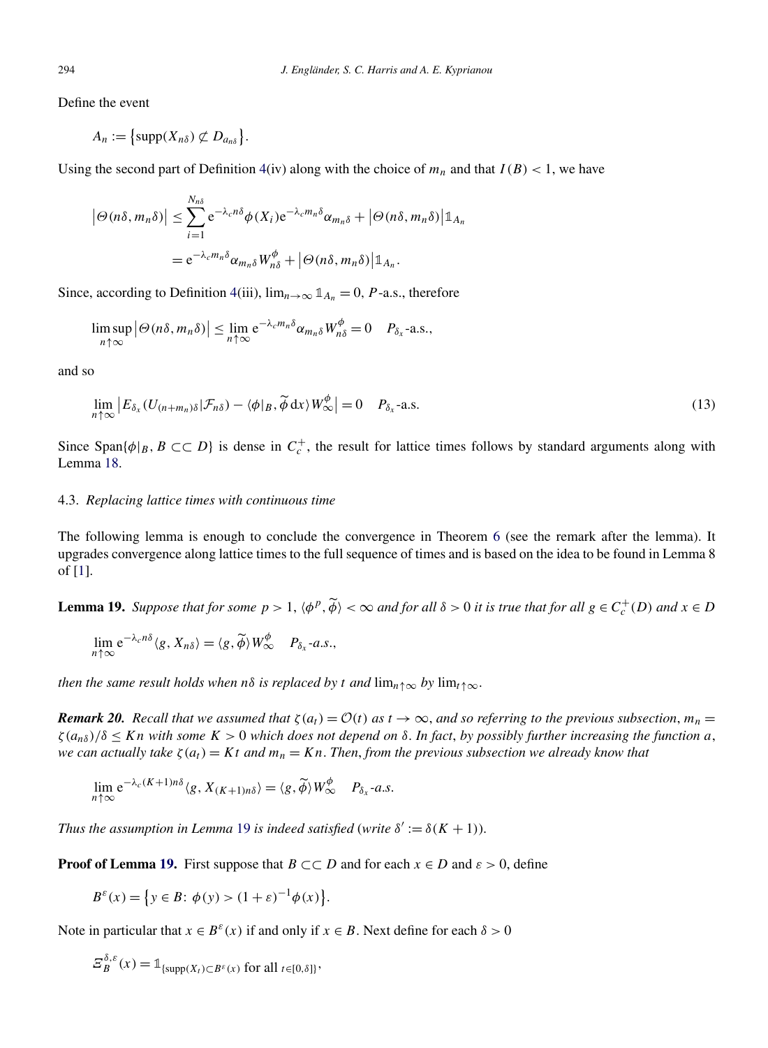Define the event

$$A_n := \{\mathrm{supp}(X_{n\delta}) \not\subset D_{a_{n\delta}}\}.$$

Using the second part of Definition 4(iv) along with the choice of $m_n$ and that $I(B) < 1$, we have

$$\begin{aligned}
\left|\Theta(n\delta, m_n\delta)\right| &\le \sum_{i=1}^{N_{n\delta}} \mathrm{e}^{-\lambda_c n\delta}\phi(X_i)\mathrm{e}^{-\lambda_c m_n\delta}\alpha_{m_n\delta} + \left|\Theta(n\delta, m_n\delta)\right|\mathbb{1}_{A_n} \\
&= \mathrm{e}^{-\lambda_c m_n\delta}\alpha_{m_n\delta} W^\phi_{n\delta} + \left|\Theta(n\delta, m_n\delta)\right|\mathbb{1}_{A_n}.
\end{aligned}$$

Since, according to Definition 4(iii), $\lim_{n\to\infty}\mathbb{1}_{A_n} = 0$, $P$-a.s., therefore

$$\limsup_{n\uparrow\infty}\left|\Theta(n\delta, m_n\delta)\right| \le \lim_{n\uparrow\infty} \mathrm{e}^{-\lambda_c m_n\delta}\alpha_{m_n\delta} W^\phi_{n\delta} = 0 \quad P_{\delta_x}\text{-a.s.},$$

and so

$$\lim_{n\uparrow\infty}\left|E_{\delta_x}(U_{(n+m_n)\delta}|\mathcal{F}_{n\delta}) - \langle\phi|_B, \widetilde{\phi}\,\mathrm{d}x\rangle W^\phi_\infty\right| = 0 \quad P_{\delta_x}\text{-a.s.} \tag{13}$$

Since $\mathrm{Span}\{\phi|_B, B \subset\subset D\}$ is dense in $C_c^+$, the result for lattice times follows by standard arguments along with Lemma 18.

### 4.3. *Replacing lattice times with continuous time*

The following lemma is enough to conclude the convergence in Theorem 6 (see the remark after the lemma). It upgrades convergence along lattice times to the full sequence of times and is based on the idea to be found in Lemma 8 of [1].

**Lemma 19.** *Suppose that for some $p > 1$, $\langle\phi^p, \widetilde{\phi}\rangle < \infty$ and for all $\delta > 0$ it is true that for all $g \in C_c^+(D)$ and $x \in D$*

$$\lim_{n\uparrow\infty} \mathrm{e}^{-\lambda_c n\delta}\langle g, X_{n\delta}\rangle = \langle g, \widetilde{\phi}\rangle W^\phi_\infty \quad P_{\delta_x}\text{-a.s.},$$

*then the same result holds when $n\delta$ is replaced by $t$ and $\lim_{n\uparrow\infty}$ by $\lim_{t\uparrow\infty}$.*

***Remark 20.*** *Recall that we assumed that $\zeta(a_t) = \mathcal{O}(t)$ as $t\to\infty$, and so referring to the previous subsection, $m_n = \zeta(a_{n\delta})/\delta \le Kn$ with some $K > 0$ which does not depend on $\delta$. In fact, by possibly further increasing the function $a$, we can actually take $\zeta(a_t) = Kt$ and $m_n = Kn$. Then, from the previous subsection we already know that*

$$\lim_{n\uparrow\infty} \mathrm{e}^{-\lambda_c (K+1)n\delta}\langle g, X_{(K+1)n\delta}\rangle = \langle g, \widetilde{\phi}\rangle W^\phi_\infty \quad P_{\delta_x}\text{-a.s.}$$

*Thus the assumption in Lemma 19 is indeed satisfied (write $\delta' := \delta(K+1)$).*

**Proof of Lemma 19.** First suppose that $B \subset\subset D$ and for each $x \in D$ and $\varepsilon > 0$, define

$$B^\varepsilon(x) = \{y \in B\colon \phi(y) > (1+\varepsilon)^{-1}\phi(x)\}.$$

Note in particular that $x \in B^\varepsilon(x)$ if and only if $x \in B$. Next define for each $\delta > 0$

$$\Xi_B^{\delta,\varepsilon}(x) = \mathbb{1}_{\{\mathrm{supp}(X_t)\subset B^\varepsilon(x) \text{ for all } t\in[0,\delta]\}},$$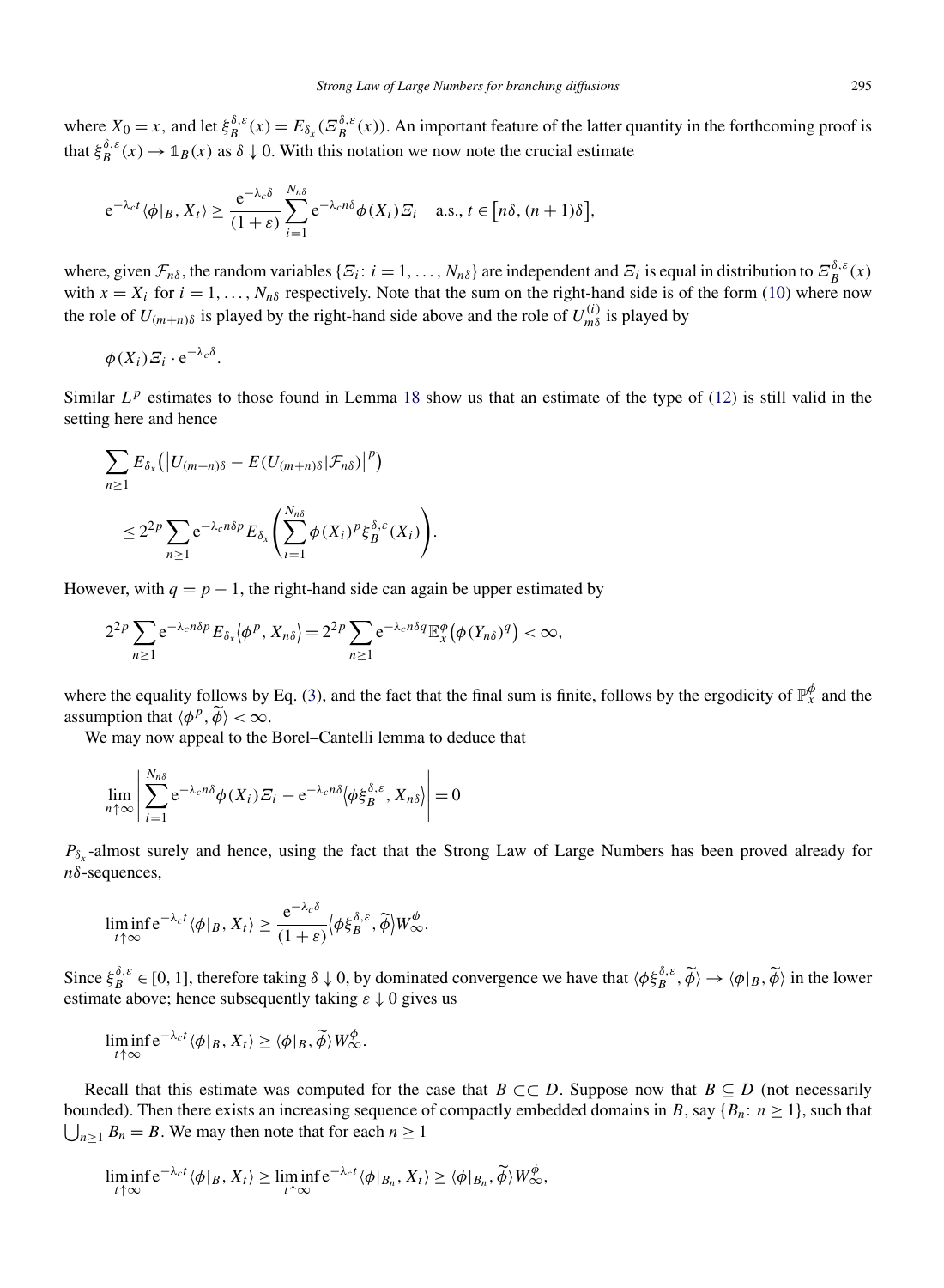where $X_0 = x$, and let $\xi_B^{\delta,\varepsilon}(x) = E_{\delta_x}(\Xi_B^{\delta,\varepsilon}(x))$. An important feature of the latter quantity in the forthcoming proof is that $\xi_B^{\delta,\varepsilon}(x) \to \mathbb{1}_B(x)$ as $\delta \downarrow 0$. With this notation we now note the crucial estimate

$$
\mathrm{e}^{-\lambda_c t}\langle \phi|_B, X_t\rangle \ge \frac{\mathrm{e}^{-\lambda_c \delta}}{(1+\varepsilon)} \sum_{i=1}^{N_{n\delta}} \mathrm{e}^{-\lambda_c n\delta}\phi(X_i)\Xi_i \quad \text{a.s.}, t \in \big[n\delta, (n+1)\delta\big],
$$

where, given $\mathcal{F}_{n\delta}$, the random variables $\{\Xi_i\colon i = 1, \ldots, N_{n\delta}\}$ are independent and $\Xi_i$ is equal in distribution to $\Xi_B^{\delta,\varepsilon}(x)$ with $x = X_i$ for $i = 1, \ldots, N_{n\delta}$ respectively. Note that the sum on the right-hand side is of the form (10) where now the role of $U_{(m+n)\delta}$ is played by the right-hand side above and the role of $U_{m\delta}^{(i)}$ is played by

$$
\phi(X_i)\Xi_i \cdot \mathrm{e}^{-\lambda_c \delta}.
$$

Similar $L^p$ estimates to those found in Lemma 18 show us that an estimate of the type of (12) is still valid in the setting here and hence

$$
\begin{aligned}
&\sum_{n\ge 1} E_{\delta_x}\big(\big|U_{(m+n)\delta} - E(U_{(m+n)\delta}|\mathcal{F}_{n\delta})\big|^p\big) \\
&\quad \le 2^{2p}\sum_{n\ge 1}\mathrm{e}^{-\lambda_c n\delta p} E_{\delta_x}\left(\sum_{i=1}^{N_{n\delta}}\phi(X_i)^p \xi_B^{\delta,\varepsilon}(X_i)\right).
\end{aligned}
$$

However, with $q = p-1$, the right-hand side can again be upper estimated by

$$
2^{2p}\sum_{n\ge 1}\mathrm{e}^{-\lambda_c n\delta p} E_{\delta_x}\langle \phi^p, X_{n\delta}\rangle = 2^{2p}\sum_{n\ge 1}\mathrm{e}^{-\lambda_c n\delta q}\mathbb{E}_x^{\phi}\big(\phi(Y_{n\delta})^q\big) < \infty,
$$

where the equality follows by Eq. (3), and the fact that the final sum is finite, follows by the ergodicity of $\mathbb{P}_x^{\phi}$ and the assumption that $\langle \phi^p, \widetilde{\phi}\rangle < \infty$.

We may now appeal to the Borel–Cantelli lemma to deduce that

$$
\lim_{n\uparrow\infty}\left|\sum_{i=1}^{N_{n\delta}}\mathrm{e}^{-\lambda_c n\delta}\phi(X_i)\Xi_i - \mathrm{e}^{-\lambda_c n\delta}\big\langle \phi\xi_B^{\delta,\varepsilon}, X_{n\delta}\big\rangle\right| = 0
$$

$P_{\delta_x}$-almost surely and hence, using the fact that the Strong Law of Large Numbers has been proved already for $n\delta$-sequences,

$$
\liminf_{t\uparrow\infty}\mathrm{e}^{-\lambda_c t}\langle \phi|_B, X_t\rangle \ge \frac{\mathrm{e}^{-\lambda_c\delta}}{(1+\varepsilon)}\big\langle \phi\xi_B^{\delta,\varepsilon}, \widetilde{\phi}\big\rangle W_\infty^{\phi}.
$$

Since $\xi_B^{\delta,\varepsilon} \in [0,1]$, therefore taking $\delta \downarrow 0$, by dominated convergence we have that $\langle \phi\xi_B^{\delta,\varepsilon}, \widetilde{\phi}\rangle \to \langle \phi|_B, \widetilde{\phi}\rangle$ in the lower estimate above; hence subsequently taking $\varepsilon \downarrow 0$ gives us

$$
\liminf_{t\uparrow\infty}\mathrm{e}^{-\lambda_c t}\langle \phi|_B, X_t\rangle \ge \langle \phi|_B, \widetilde{\phi}\rangle W_\infty^{\phi}.
$$

Recall that this estimate was computed for the case that $B \subset\subset D$. Suppose now that $B \subseteq D$ (not necessarily bounded). Then there exists an increasing sequence of compactly embedded domains in $B$, say $\{B_n\colon n \ge 1\}$, such that $\bigcup_{n\ge 1} B_n = B$. We may then note that for each $n \ge 1$

$$
\liminf_{t\uparrow\infty}\mathrm{e}^{-\lambda_c t}\langle \phi|_B, X_t\rangle \ge \liminf_{t\uparrow\infty}\mathrm{e}^{-\lambda_c t}\langle \phi|_{B_n}, X_t\rangle \ge \langle \phi|_{B_n}, \widetilde{\phi}\rangle W_\infty^{\phi},
$$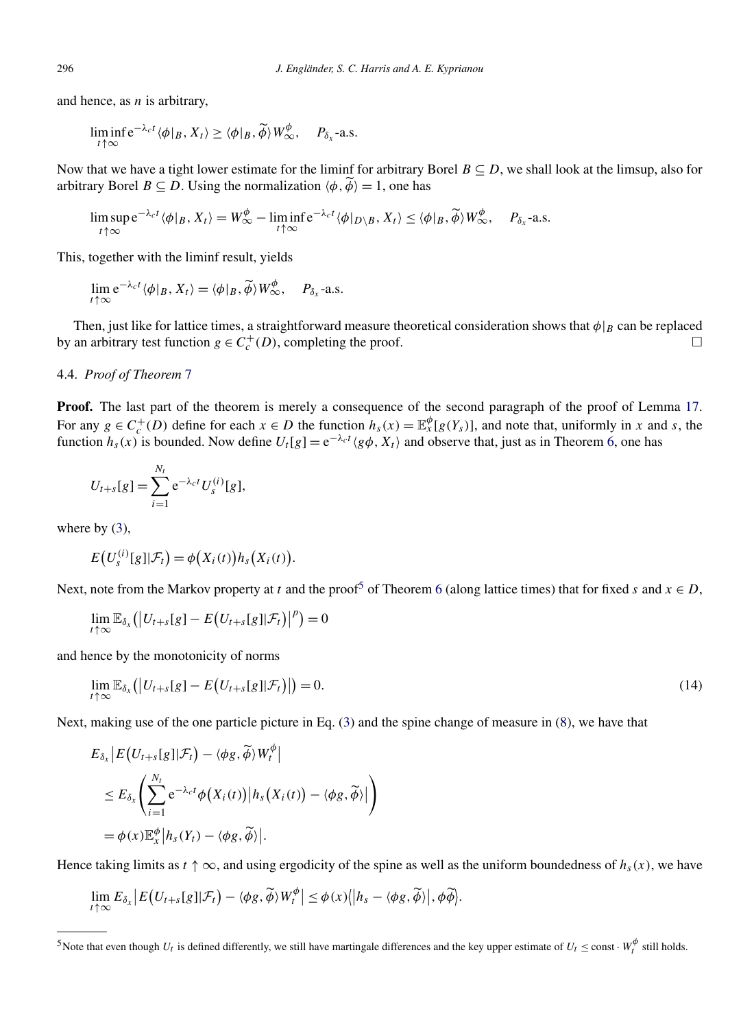and hence, as $n$ is arbitrary,

$$\liminf_{t\uparrow\infty} \mathrm{e}^{-\lambda_c t}\langle \phi|_B, X_t\rangle \geq \langle \phi|_B, \widetilde{\phi}\rangle W_\infty^\phi, \quad P_{\delta_x}\text{-a.s.}$$

Now that we have a tight lower estimate for the liminf for arbitrary Borel $B \subseteq D$, we shall look at the limsup, also for arbitrary Borel $B \subseteq D$. Using the normalization $\langle \phi, \widetilde{\phi}\rangle = 1$, one has

$$\limsup_{t\uparrow\infty} \mathrm{e}^{-\lambda_c t}\langle \phi|_B, X_t\rangle = W_\infty^\phi - \liminf_{t\uparrow\infty} \mathrm{e}^{-\lambda_c t}\langle \phi|_{D\setminus B}, X_t\rangle \leq \langle \phi|_B, \widetilde{\phi}\rangle W_\infty^\phi, \quad P_{\delta_x}\text{-a.s.}$$

This, together with the liminf result, yields

$$\lim_{t\uparrow\infty} \mathrm{e}^{-\lambda_c t}\langle \phi|_B, X_t\rangle = \langle \phi|_B, \widetilde{\phi}\rangle W_\infty^\phi, \quad P_{\delta_x}\text{-a.s.}$$

Then, just like for lattice times, a straightforward measure theoretical consideration shows that $\phi|_B$ can be replaced by an arbitrary test function $g \in C_c^+(D)$, completing the proof. □

### 4.4. *Proof of Theorem 7*

**Proof.** The last part of the theorem is merely a consequence of the second paragraph of the proof of Lemma 17. For any $g \in C_c^+(D)$ define for each $x \in D$ the function $h_s(x) = \mathbb{E}_x^\phi[g(Y_s)]$, and note that, uniformly in $x$ and $s$, the function $h_s(x)$ is bounded. Now define $U_t[g] = \mathrm{e}^{-\lambda_c t}\langle g\phi, X_t\rangle$ and observe that, just as in Theorem 6, one has

$$U_{t+s}[g] = \sum_{i=1}^{N_t} \mathrm{e}^{-\lambda_c t} U_s^{(i)}[g],$$

where by (3),

$$E\big(U_s^{(i)}[g]|\mathcal{F}_t\big) = \phi\big(X_i(t)\big)h_s\big(X_i(t)\big).$$

Next, note from the Markov property at $t$ and the proof[5] of Theorem 6 (along lattice times) that for fixed $s$ and $x \in D$,

$$\lim_{t\uparrow\infty} \mathbb{E}_{\delta_x}\big(\big|U_{t+s}[g] - E\big(U_{t+s}[g]|\mathcal{F}_t\big)\big|^p\big) = 0$$

and hence by the monotonicity of norms

$$\lim_{t\uparrow\infty} \mathbb{E}_{\delta_x}\big(\big|U_{t+s}[g] - E\big(U_{t+s}[g]|\mathcal{F}_t\big)\big|\big) = 0. \tag{14}$$

Next, making use of the one particle picture in Eq. (3) and the spine change of measure in (8), we have that

$$\begin{aligned}
&E_{\delta_x}\big|E\big(U_{t+s}[g]|\mathcal{F}_t\big) - \langle \phi g, \widetilde{\phi}\rangle W_t^\phi\big| \\
&\quad\leq E_{\delta_x}\left(\sum_{i=1}^{N_t} \mathrm{e}^{-\lambda_c t}\phi\big(X_i(t)\big)\big|h_s\big(X_i(t)\big) - \langle \phi g, \widetilde{\phi}\rangle\big|\right) \\
&\quad= \phi(x)\mathbb{E}_x^\phi\big|h_s(Y_t) - \langle \phi g, \widetilde{\phi}\rangle\big|.
\end{aligned}$$

Hence taking limits as $t \uparrow \infty$, and using ergodicity of the spine as well as the uniform boundedness of $h_s(x)$, we have

$$\lim_{t\uparrow\infty} E_{\delta_x}\big|E\big(U_{t+s}[g]|\mathcal{F}_t\big) - \langle \phi g, \widetilde{\phi}\rangle W_t^\phi\big| \leq \phi(x)\big\langle\big|h_s - \langle \phi g, \widetilde{\phi}\rangle\big|, \phi\widetilde{\phi}\big\rangle.$$

---

[5] Note that even though $U_t$ is defined differently, we still have martingale differences and the key upper estimate of $U_t \leq \text{const} \cdot W_t^\phi$ still holds.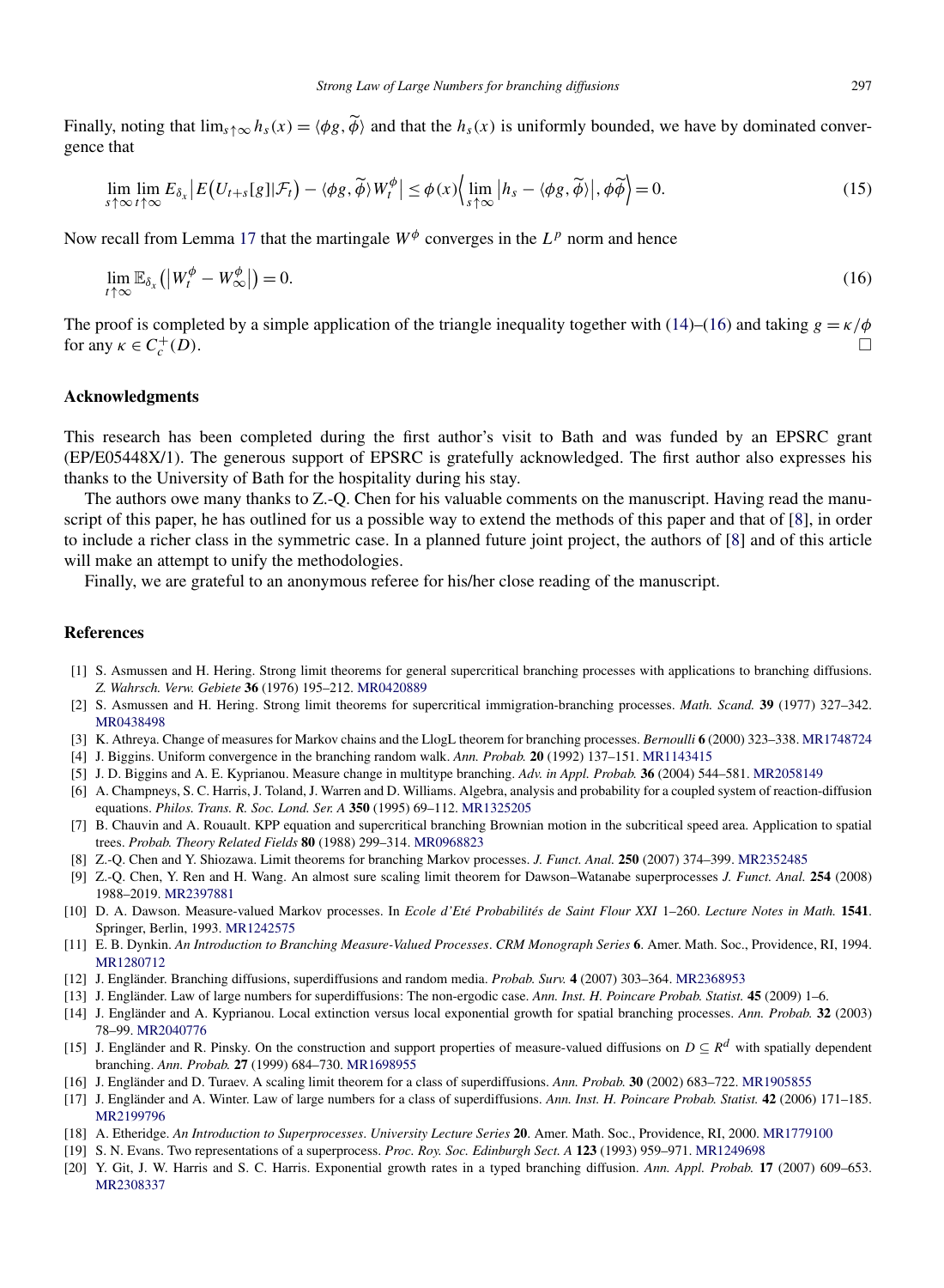Finally, noting that $\lim_{s\uparrow\infty} h_s(x) = \langle \phi g, \widetilde{\phi}\rangle$ and that the $h_s(x)$ is uniformly bounded, we have by dominated convergence that

$$\lim_{s\uparrow\infty}\lim_{t\uparrow\infty} E_{\delta_x}\left|E\left(U_{t+s}[g]|\mathcal{F}_t\right) - \langle \phi g, \widetilde{\phi}\rangle W_t^{\phi}\right| \le \phi(x)\left\langle \lim_{s\uparrow\infty}\left|h_s - \langle \phi g, \widetilde{\phi}\rangle\right|, \phi\widetilde{\phi}\right\rangle = 0. \tag{15}$$

Now recall from Lemma 17 that the martingale $W^{\phi}$ converges in the $L^p$ norm and hence

$$\lim_{t\uparrow\infty} \mathbb{E}_{\delta_x}\left(\left|W_t^{\phi} - W_\infty^{\phi}\right|\right) = 0. \tag{16}$$

The proof is completed by a simple application of the triangle inequality together with (14)–(16) and taking $g = \kappa/\phi$ for any $\kappa \in C_c^+(D)$. □

## Acknowledgments

This research has been completed during the first author's visit to Bath and was funded by an EPSRC grant (EP/E05448X/1). The generous support of EPSRC is gratefully acknowledged. The first author also expresses his thanks to the University of Bath for the hospitality during his stay.

The authors owe many thanks to Z.-Q. Chen for his valuable comments on the manuscript. Having read the manuscript of this paper, he has outlined for us a possible way to extend the methods of this paper and that of [8], in order to include a richer class in the symmetric case. In a planned future joint project, the authors of [8] and of this article will make an attempt to unify the methodologies.

Finally, we are grateful to an anonymous referee for his/her close reading of the manuscript.

## References

[1] S. Asmussen and H. Hering. Strong limit theorems for general supercritical branching processes with applications to branching diffusions. *Z. Wahrsch. Verw. Gebiete* **36** (1976) 195–212. MR0420889

[2] S. Asmussen and H. Hering. Strong limit theorems for supercritical immigration-branching processes. *Math. Scand.* **39** (1977) 327–342. MR0438498

[3] K. Athreya. Change of measures for Markov chains and the LlogL theorem for branching processes. *Bernoulli* **6** (2000) 323–338. MR1748724

[4] J. Biggins. Uniform convergence in the branching random walk. *Ann. Probab.* **20** (1992) 137–151. MR1143415

[5] J. D. Biggins and A. E. Kyprianou. Measure change in multitype branching. *Adv. in Appl. Probab.* **36** (2004) 544–581. MR2058149

[6] A. Champneys, S. C. Harris, J. Toland, J. Warren and D. Williams. Algebra, analysis and probability for a coupled system of reaction-diffusion equations. *Philos. Trans. R. Soc. Lond. Ser. A* **350** (1995) 69–112. MR1325205

[7] B. Chauvin and A. Rouault. KPP equation and supercritical branching Brownian motion in the subcritical speed area. Application to spatial trees. *Probab. Theory Related Fields* **80** (1988) 299–314. MR0968823

[8] Z.-Q. Chen and Y. Shiozawa. Limit theorems for branching Markov processes. *J. Funct. Anal.* **250** (2007) 374–399. MR2352485

[9] Z.-Q. Chen, Y. Ren and H. Wang. An almost sure scaling limit theorem for Dawson–Watanabe superprocesses *J. Funct. Anal.* **254** (2008) 1988–2019. MR2397881

[10] D. A. Dawson. Measure-valued Markov processes. In *Ecole d'Eté Probabilités de Saint Flour XXI* 1–260. *Lecture Notes in Math.* **1541**. Springer, Berlin, 1993. MR1242575

[11] E. B. Dynkin. *An Introduction to Branching Measure-Valued Processes*. *CRM Monograph Series* **6**. Amer. Math. Soc., Providence, RI, 1994. MR1280712

[12] J. Engländer. Branching diffusions, superdiffusions and random media. *Probab. Surv.* **4** (2007) 303–364. MR2368953

[13] J. Engländer. Law of large numbers for superdiffusions: The non-ergodic case. *Ann. Inst. H. Poincare Probab. Statist.* **45** (2009) 1–6.

[14] J. Engländer and A. Kyprianou. Local extinction versus local exponential growth for spatial branching processes. *Ann. Probab.* **32** (2003) 78–99. MR2040776

[15] J. Engländer and R. Pinsky. On the construction and support properties of measure-valued diffusions on $D \subseteq R^d$ with spatially dependent branching. *Ann. Probab.* **27** (1999) 684–730. MR1698955

[16] J. Engländer and D. Turaev. A scaling limit theorem for a class of superdiffusions. *Ann. Probab.* **30** (2002) 683–722. MR1905855

[17] J. Engländer and A. Winter. Law of large numbers for a class of superdiffusions. *Ann. Inst. H. Poincare Probab. Statist.* **42** (2006) 171–185. MR2199796

[18] A. Etheridge. *An Introduction to Superprocesses*. *University Lecture Series* **20**. Amer. Math. Soc., Providence, RI, 2000. MR1779100

[19] S. N. Evans. Two representations of a superprocess. *Proc. Roy. Soc. Edinburgh Sect. A* **123** (1993) 959–971. MR1249698

[20] Y. Git, J. W. Harris and S. C. Harris. Exponential growth rates in a typed branching diffusion. *Ann. Appl. Probab.* **17** (2007) 609–653. MR2308337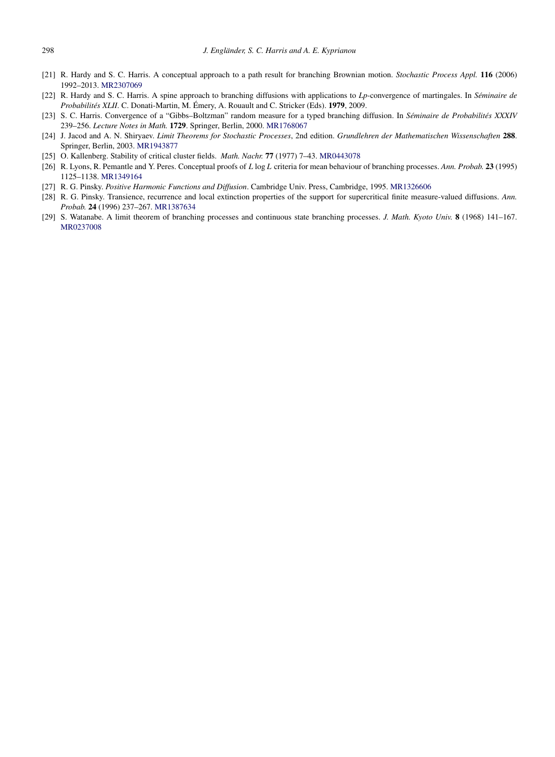[21] R. Hardy and S. C. Harris. A conceptual approach to a path result for branching Brownian motion. *Stochastic Process Appl.* **116** (2006) 1992–2013. MR2307069

[22] R. Hardy and S. C. Harris. A spine approach to branching diffusions with applications to *Lp*-convergence of martingales. In *Séminaire de Probabilités XLII*. C. Donati-Martin, M. Émery, A. Rouault and C. Stricker (Eds). **1979**, 2009.

[23] S. C. Harris. Convergence of a "Gibbs–Boltzman" random measure for a typed branching diffusion. In *Séminaire de Probabilités XXXIV* 239–256. *Lecture Notes in Math.* **1729**. Springer, Berlin, 2000. MR1768067

[24] J. Jacod and A. N. Shiryaev. *Limit Theorems for Stochastic Processes*, 2nd edition. *Grundlehren der Mathematischen Wissenschaften* **288**. Springer, Berlin, 2003. MR1943877

[25] O. Kallenberg. Stability of critical cluster fields. *Math. Nachr.* **77** (1977) 7–43. MR0443078

[26] R. Lyons, R. Pemantle and Y. Peres. Conceptual proofs of $L \log L$ criteria for mean behaviour of branching processes. *Ann. Probab.* **23** (1995) 1125–1138. MR1349164

[27] R. G. Pinsky. *Positive Harmonic Functions and Diffusion*. Cambridge Univ. Press, Cambridge, 1995. MR1326606

[28] R. G. Pinsky. Transience, recurrence and local extinction properties of the support for supercritical finite measure-valued diffusions. *Ann. Probab.* **24** (1996) 237–267. MR1387634

[29] S. Watanabe. A limit theorem of branching processes and continuous state branching processes. *J. Math. Kyoto Univ.* **8** (1968) 141–167. MR0237008